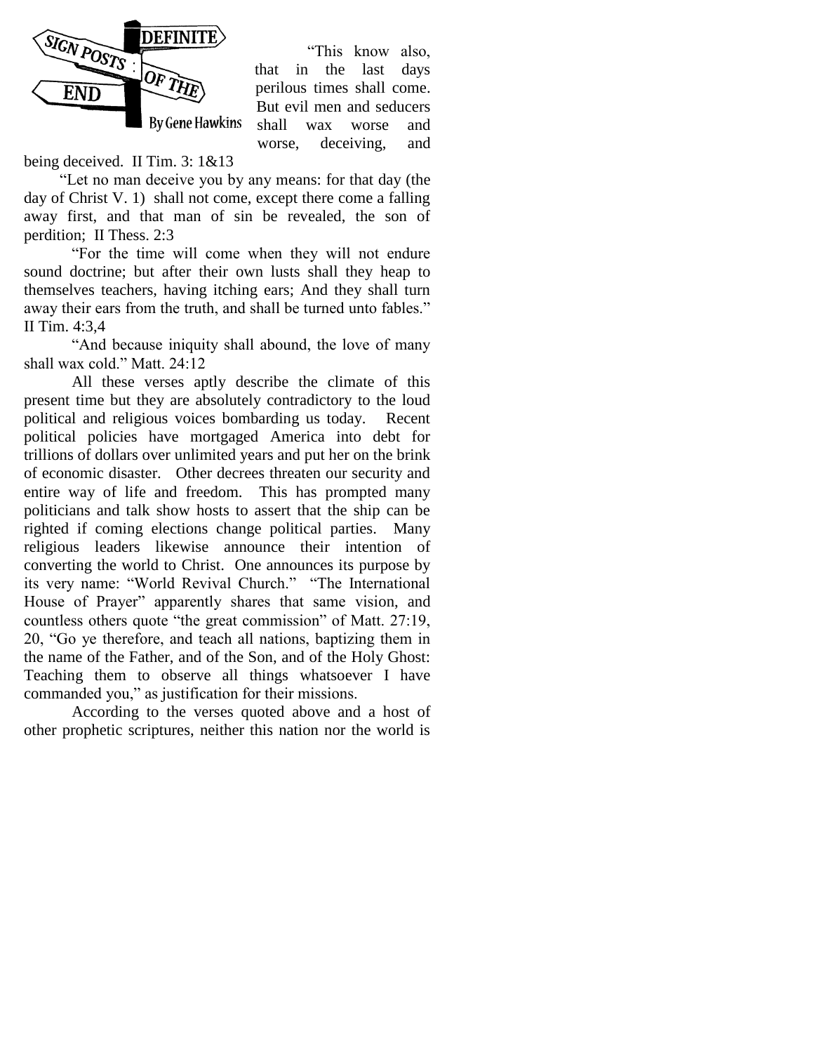# SIGN POSTS: DEFINITE OF THE END

By Gene Hawkins

"This know also, that in the last days perilous times shall come. But evil men and seducers shall wax worse and worse, deceiving, and being deceived. II Tim. 3: 1&13

"Let no man deceive you by any means: for that day (the day of Christ V. 1) shall not come, except there come a falling away first, and that man of sin be revealed, the son of perdition; II Thess. 2:3

"For the time will come when they will not endure sound doctrine; but after their own lusts shall they heap to themselves teachers, having itching ears; And they shall turn away their ears from the truth, and shall be turned unto fables." II Tim. 4:3,4

"And because iniquity shall abound, the love of many shall wax cold." Matt. 24:12

All these verses aptly describe the climate of this present time but they are absolutely contradictory to the loud political and religious voices bombarding us today. Recent political policies have mortgaged America into debt for trillions of dollars over unlimited years and put her on the brink of economic disaster. Other decrees threaten our security and entire way of life and freedom. This has prompted many politicians and talk show hosts to assert that the ship can be righted if coming elections change political parties. Many religious leaders likewise announce their intention of converting the world to Christ. One announces its purpose by its very name: "World Revival Church." "The International House of Prayer" apparently shares that same vision, and countless others quote "the great commission" of Matt. 27:19, 20, "Go ye therefore, and teach all nations, baptizing them in the name of the Father, and of the Son, and of the Holy Ghost: Teaching them to observe all things whatsoever I have commanded you," as justification for their missions.

According to the verses quoted above and a host of other prophetic scriptures, neither this nation nor the world is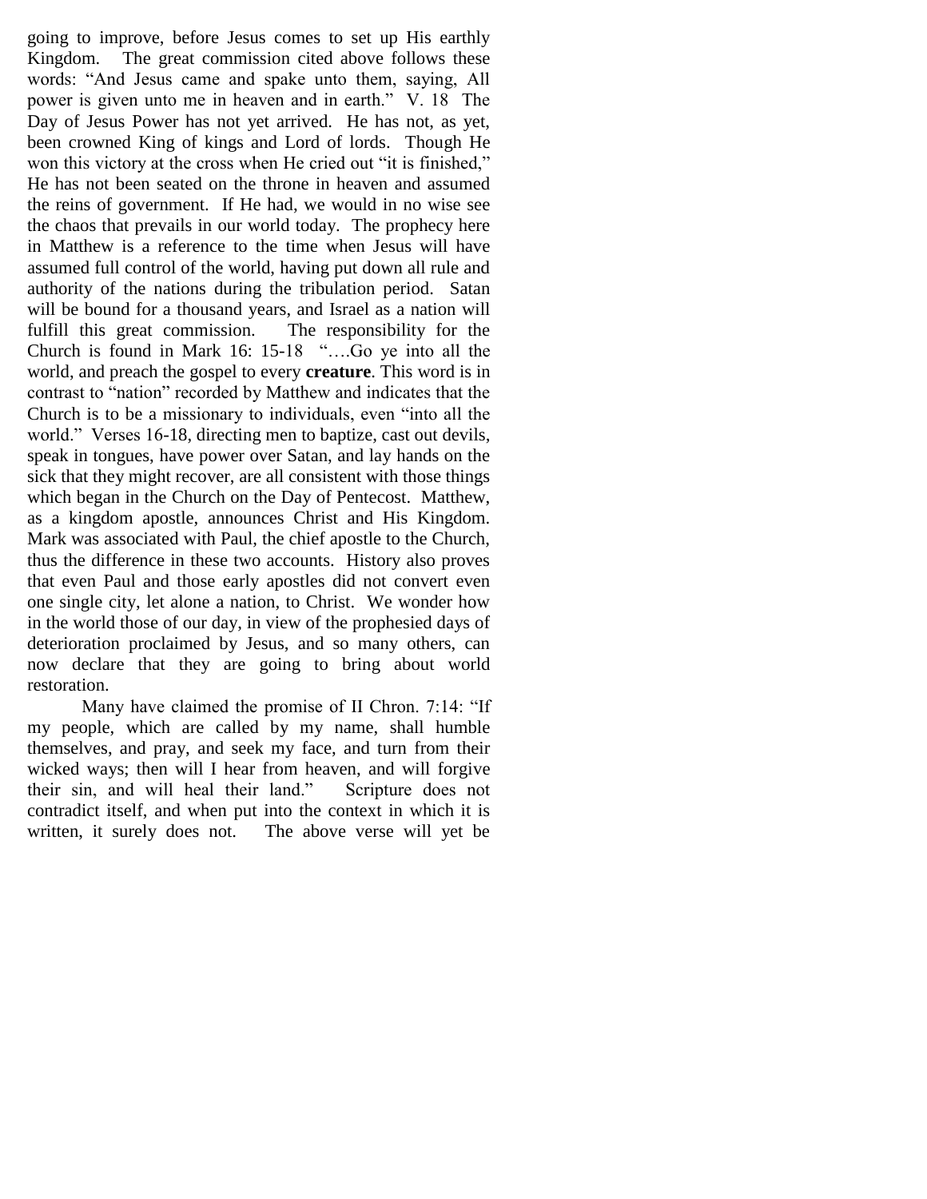going to improve, before Jesus comes to set up His earthly Kingdom. The great commission cited above follows these words: "And Jesus came and spake unto them, saying, All power is given unto me in heaven and in earth." V. 18 The Day of Jesus Power has not yet arrived. He has not, as yet, been crowned King of kings and Lord of lords. Though He won this victory at the cross when He cried out "it is finished," He has not been seated on the throne in heaven and assumed the reins of government. If He had, we would in no wise see the chaos that prevails in our world today. The prophecy here in Matthew is a reference to the time when Jesus will have assumed full control of the world, having put down all rule and authority of the nations during the tribulation period. Satan will be bound for a thousand years, and Israel as a nation will fulfill this great commission. The responsibility for the Church is found in Mark 16: 15-18 "….Go ye into all the world, and preach the gospel to every **creature**. This word is in contrast to "nation" recorded by Matthew and indicates that the Church is to be a missionary to individuals, even "into all the world." Verses 16-18, directing men to baptize, cast out devils, speak in tongues, have power over Satan, and lay hands on the sick that they might recover, are all consistent with those things which began in the Church on the Day of Pentecost. Matthew, as a kingdom apostle, announces Christ and His Kingdom. Mark was associated with Paul, the chief apostle to the Church, thus the difference in these two accounts. History also proves that even Paul and those early apostles did not convert even one single city, let alone a nation, to Christ. We wonder how in the world those of our day, in view of the prophesied days of deterioration proclaimed by Jesus, and so many others, can now declare that they are going to bring about world restoration.

Many have claimed the promise of II Chron. 7:14: "If my people, which are called by my name, shall humble themselves, and pray, and seek my face, and turn from their wicked ways; then will I hear from heaven, and will forgive their sin, and will heal their land." Scripture does not contradict itself, and when put into the context in which it is written, it surely does not. The above verse will yet be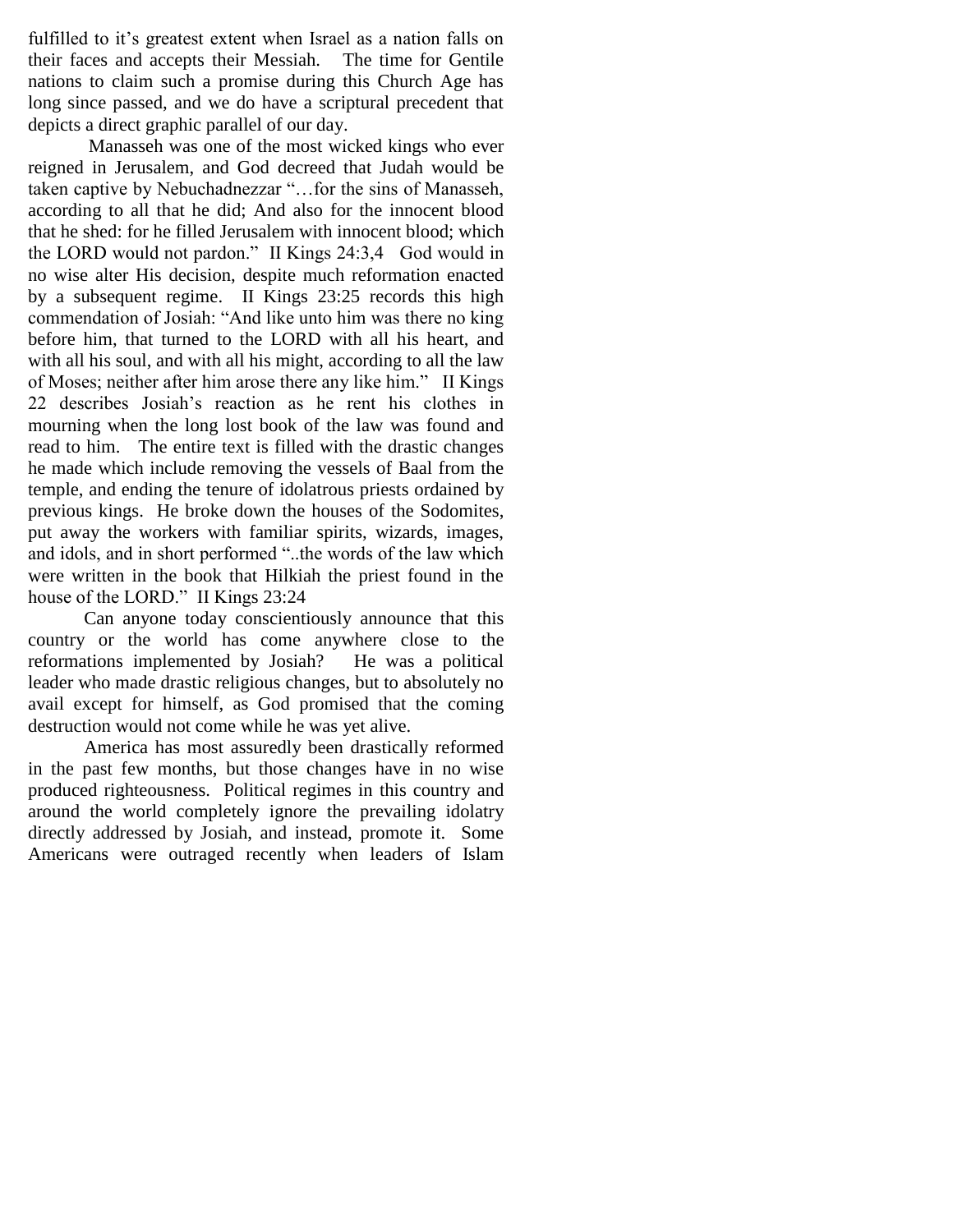fulfilled to it's greatest extent when Israel as a nation falls on their faces and accepts their Messiah. The time for Gentile nations to claim such a promise during this Church Age has long since passed, and we do have a scriptural precedent that depicts a direct graphic parallel of our day.

Manasseh was one of the most wicked kings who ever reigned in Jerusalem, and God decreed that Judah would be taken captive by Nebuchadnezzar "…for the sins of Manasseh, according to all that he did; And also for the innocent blood that he shed: for he filled Jerusalem with innocent blood; which the LORD would not pardon." II Kings 24:3,4 God would in no wise alter His decision, despite much reformation enacted by a subsequent regime. II Kings 23:25 records this high commendation of Josiah: "And like unto him was there no king before him, that turned to the LORD with all his heart, and with all his soul, and with all his might, according to all the law of Moses; neither after him arose there any like him." II Kings 22 describes Josiah's reaction as he rent his clothes in mourning when the long lost book of the law was found and read to him. The entire text is filled with the drastic changes he made which include removing the vessels of Baal from the temple, and ending the tenure of idolatrous priests ordained by previous kings. He broke down the houses of the Sodomites, put away the workers with familiar spirits, wizards, images, and idols, and in short performed "..the words of the law which were written in the book that Hilkiah the priest found in the house of the LORD." II Kings 23:24

Can anyone today conscientiously announce that this country or the world has come anywhere close to the reformations implemented by Josiah? He was a political leader who made drastic religious changes, but to absolutely no avail except for himself, as God promised that the coming destruction would not come while he was yet alive.

America has most assuredly been drastically reformed in the past few months, but those changes have in no wise produced righteousness. Political regimes in this country and around the world completely ignore the prevailing idolatry directly addressed by Josiah, and instead, promote it. Some Americans were outraged recently when leaders of Islam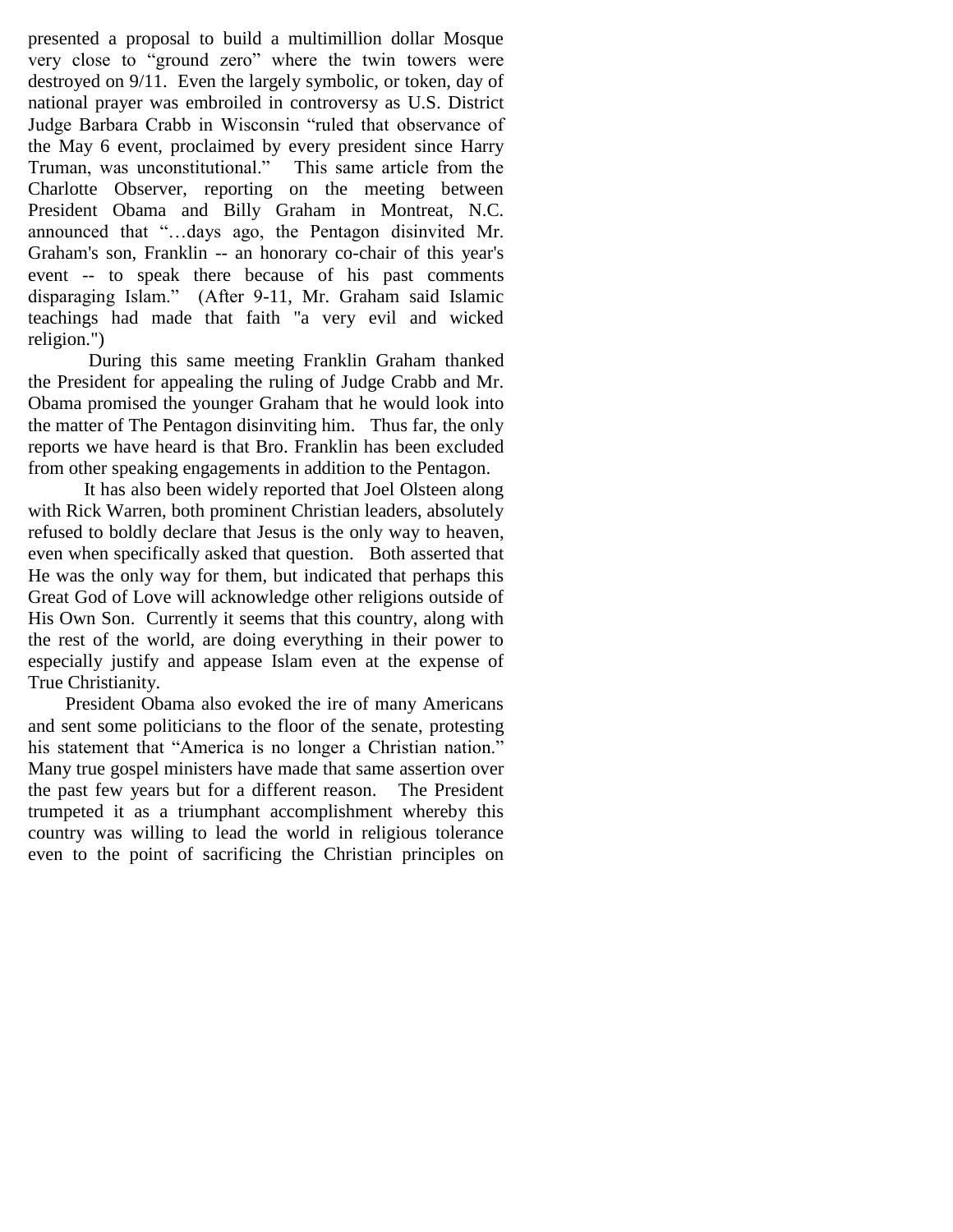presented a proposal to build a multimillion dollar Mosque very close to "ground zero" where the twin towers were destroyed on 9/11. Even the largely symbolic, or token, day of national prayer was embroiled in controversy as U.S. District Judge Barbara Crabb in Wisconsin "ruled that observance of the May 6 event, proclaimed by every president since Harry Truman, was unconstitutional." This same article from the Charlotte Observer, reporting on the meeting between President Obama and Billy Graham in Montreat, N.C. announced that "…days ago, the Pentagon disinvited Mr. Graham's son, Franklin -- an honorary co-chair of this year's event -- to speak there because of his past comments disparaging Islam." (After 9-11, Mr. Graham said Islamic teachings had made that faith "a very evil and wicked religion.")

During this same meeting Franklin Graham thanked the President for appealing the ruling of Judge Crabb and Mr. Obama promised the younger Graham that he would look into the matter of The Pentagon disinviting him. Thus far, the only reports we have heard is that Bro. Franklin has been excluded from other speaking engagements in addition to the Pentagon.

It has also been widely reported that Joel Olsteen along with Rick Warren, both prominent Christian leaders, absolutely refused to boldly declare that Jesus is the only way to heaven, even when specifically asked that question. Both asserted that He was the only way for them, but indicated that perhaps this Great God of Love will acknowledge other religions outside of His Own Son. Currently it seems that this country, along with the rest of the world, are doing everything in their power to especially justify and appease Islam even at the expense of True Christianity.

President Obama also evoked the ire of many Americans and sent some politicians to the floor of the senate, protesting his statement that "America is no longer a Christian nation." Many true gospel ministers have made that same assertion over the past few years but for a different reason. The President trumpeted it as a triumphant accomplishment whereby this country was willing to lead the world in religious tolerance even to the point of sacrificing the Christian principles on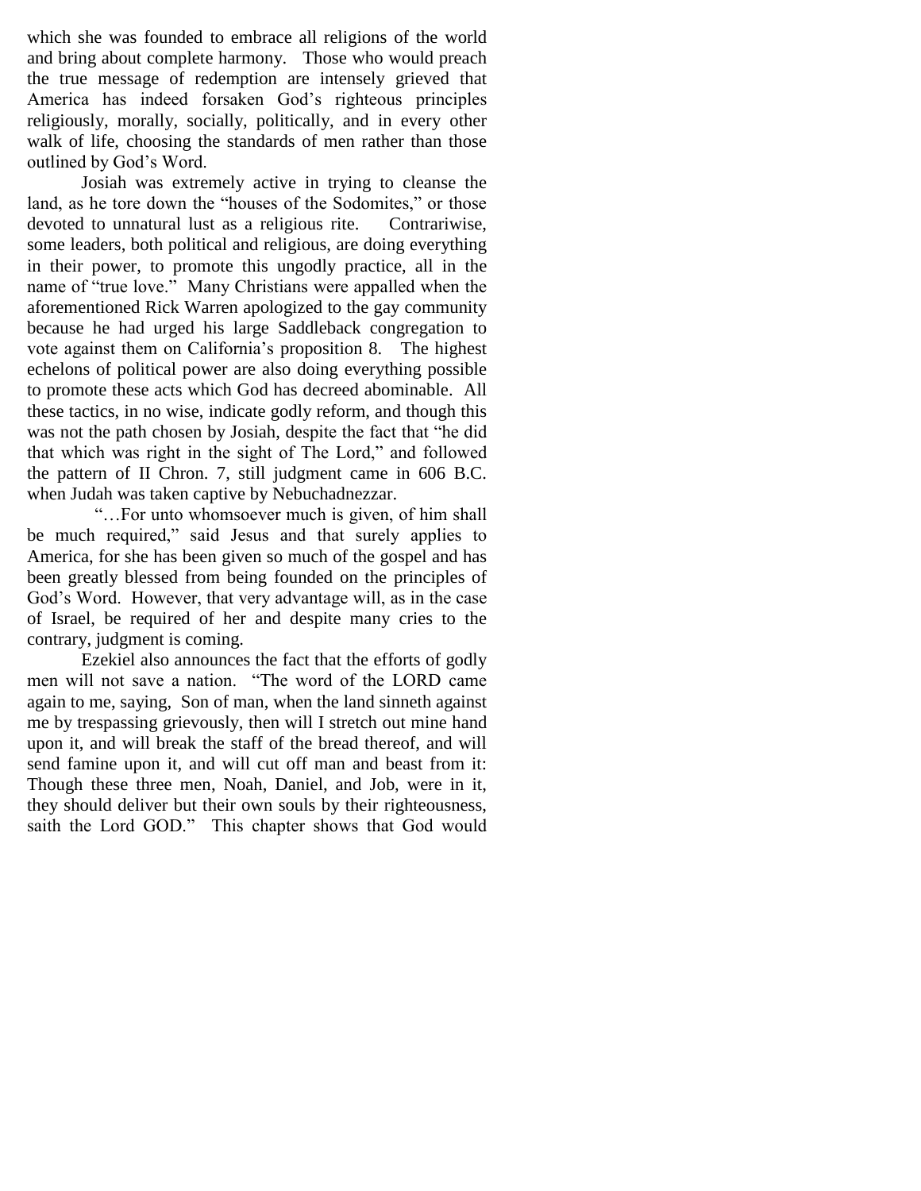which she was founded to embrace all religions of the world and bring about complete harmony. Those who would preach the true message of redemption are intensely grieved that America has indeed forsaken God's righteous principles religiously, morally, socially, politically, and in every other walk of life, choosing the standards of men rather than those outlined by God's Word.

Josiah was extremely active in trying to cleanse the land, as he tore down the "houses of the Sodomites," or those devoted to unnatural lust as a religious rite. Contrariwise, some leaders, both political and religious, are doing everything in their power, to promote this ungodly practice, all in the name of "true love." Many Christians were appalled when the aforementioned Rick Warren apologized to the gay community because he had urged his large Saddleback congregation to vote against them on California's proposition 8. The highest echelons of political power are also doing everything possible to promote these acts which God has decreed abominable. All these tactics, in no wise, indicate godly reform, and though this was not the path chosen by Josiah, despite the fact that "he did that which was right in the sight of The Lord," and followed the pattern of II Chron. 7, still judgment came in 606 B.C. when Judah was taken captive by Nebuchadnezzar.

"…For unto whomsoever much is given, of him shall be much required," said Jesus and that surely applies to America, for she has been given so much of the gospel and has been greatly blessed from being founded on the principles of God's Word. However, that very advantage will, as in the case of Israel, be required of her and despite many cries to the contrary, judgment is coming.

Ezekiel also announces the fact that the efforts of godly men will not save a nation. "The word of the LORD came again to me, saying, Son of man, when the land sinneth against me by trespassing grievously, then will I stretch out mine hand upon it, and will break the staff of the bread thereof, and will send famine upon it, and will cut off man and beast from it: Though these three men, Noah, Daniel, and Job, were in it, they should deliver but their own souls by their righteousness, saith the Lord GOD." This chapter shows that God would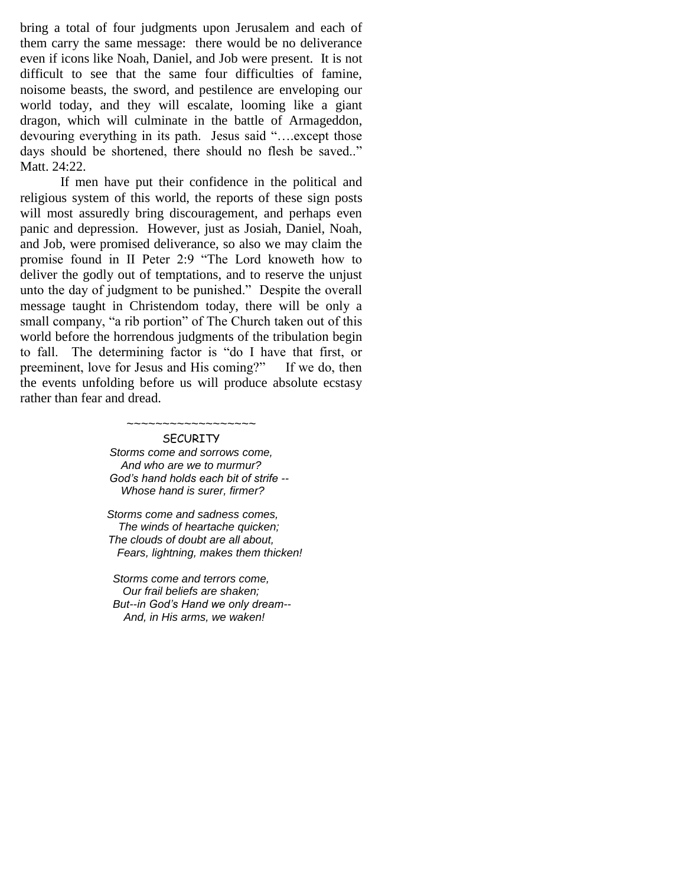bring a total of four judgments upon Jerusalem and each of them carry the same message: there would be no deliverance even if icons like Noah, Daniel, and Job were present. It is not difficult to see that the same four difficulties of famine, noisome beasts, the sword, and pestilence are enveloping our world today, and they will escalate, looming like a giant dragon, which will culminate in the battle of Armageddon, devouring everything in its path. Jesus said "….except those days should be shortened, there should no flesh be saved.." Matt. 24:22.

If men have put their confidence in the political and religious system of this world, the reports of these sign posts will most assuredly bring discouragement, and perhaps even panic and depression. However, just as Josiah, Daniel, Noah, and Job, were promised deliverance, so also we may claim the promise found in II Peter 2:9 "The Lord knoweth how to deliver the godly out of temptations, and to reserve the unjust unto the day of judgment to be punished." Despite the overall message taught in Christendom today, there will be only a small company, "a rib portion" of The Church taken out of this world before the horrendous judgments of the tribulation begin to fall. The determining factor is "do I have that first, or preeminent, love for Jesus and His coming?" If we do, then the events unfolding before us will produce absolute ecstasy rather than fear and dread.

~~~~~~~~~~~~~~~~~~

SECURITY

*Storms come and sorrows come,*
*And who are we to murmur?*
*God's hand holds each bit of strife --*
*Whose hand is surer, firmer?*

*Storms come and sadness comes,*
*The winds of heartache quicken;*
*The clouds of doubt are all about,*
*Fears, lightning, makes them thicken!*

*Storms come and terrors come,*
*Our frail beliefs are shaken;*
*But--in God's Hand we only dream--*
*And, in His arms, we waken!*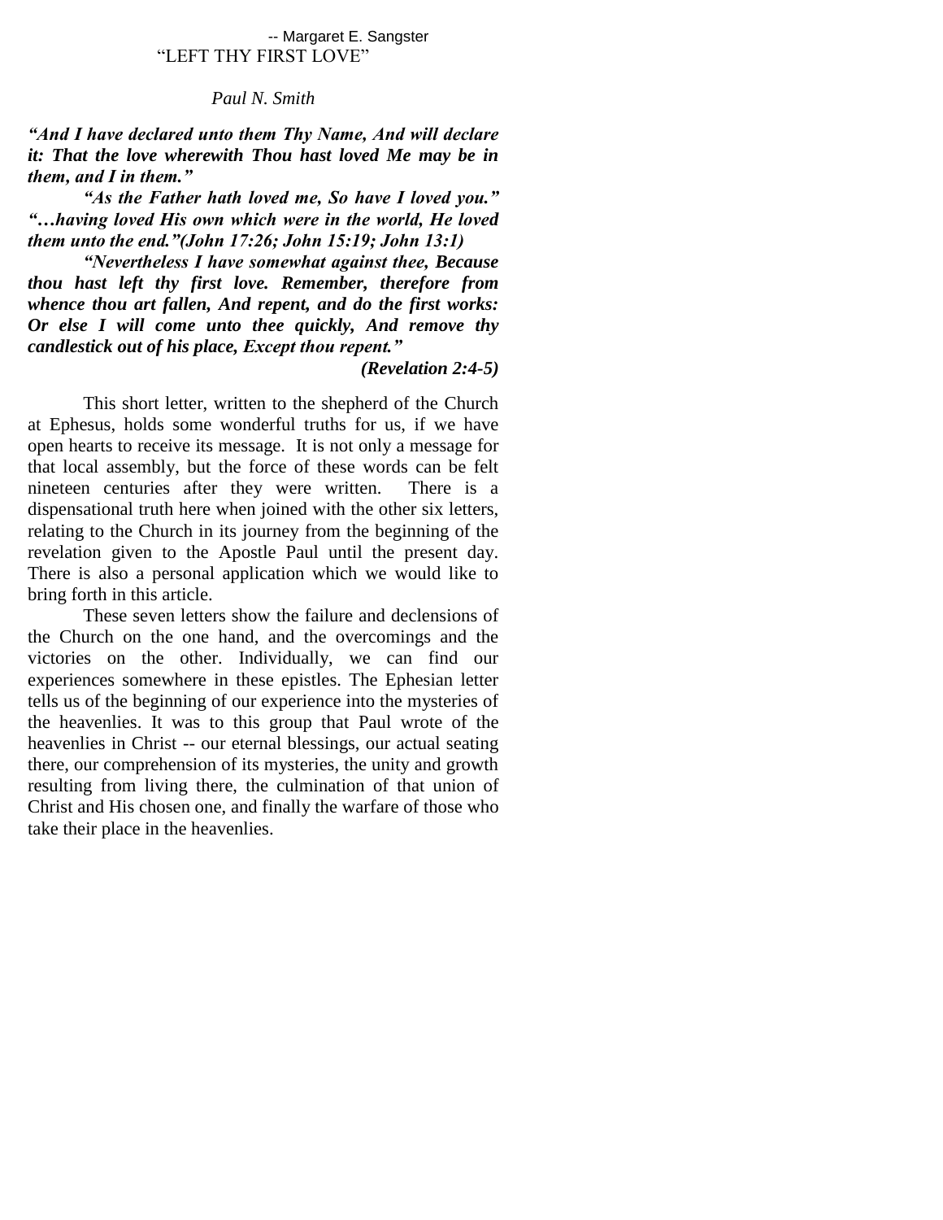-- Margaret E. Sangster

# "LEFT THY FIRST LOVE"

*Paul N. Smith*

***"And I have declared unto them Thy Name, And will declare it: That the love wherewith Thou hast loved Me may be in them, and I in them."***

***"As the Father hath loved me, So have I loved you." "…having loved His own which were in the world, He loved them unto the end."(John 17:26; John 15:19; John 13:1)***

***"Nevertheless I have somewhat against thee, Because thou hast left thy first love. Remember, therefore from whence thou art fallen, And repent, and do the first works: Or else I will come unto thee quickly, And remove thy candlestick out of his place, Except thou repent."***

***(Revelation 2:4-5)***

This short letter, written to the shepherd of the Church at Ephesus, holds some wonderful truths for us, if we have open hearts to receive its message. It is not only a message for that local assembly, but the force of these words can be felt nineteen centuries after they were written. There is a dispensational truth here when joined with the other six letters, relating to the Church in its journey from the beginning of the revelation given to the Apostle Paul until the present day. There is also a personal application which we would like to bring forth in this article.

These seven letters show the failure and declensions of the Church on the one hand, and the overcomings and the victories on the other. Individually, we can find our experiences somewhere in these epistles. The Ephesian letter tells us of the beginning of our experience into the mysteries of the heavenlies. It was to this group that Paul wrote of the heavenlies in Christ -- our eternal blessings, our actual seating there, our comprehension of its mysteries, the unity and growth resulting from living there, the culmination of that union of Christ and His chosen one, and finally the warfare of those who take their place in the heavenlies.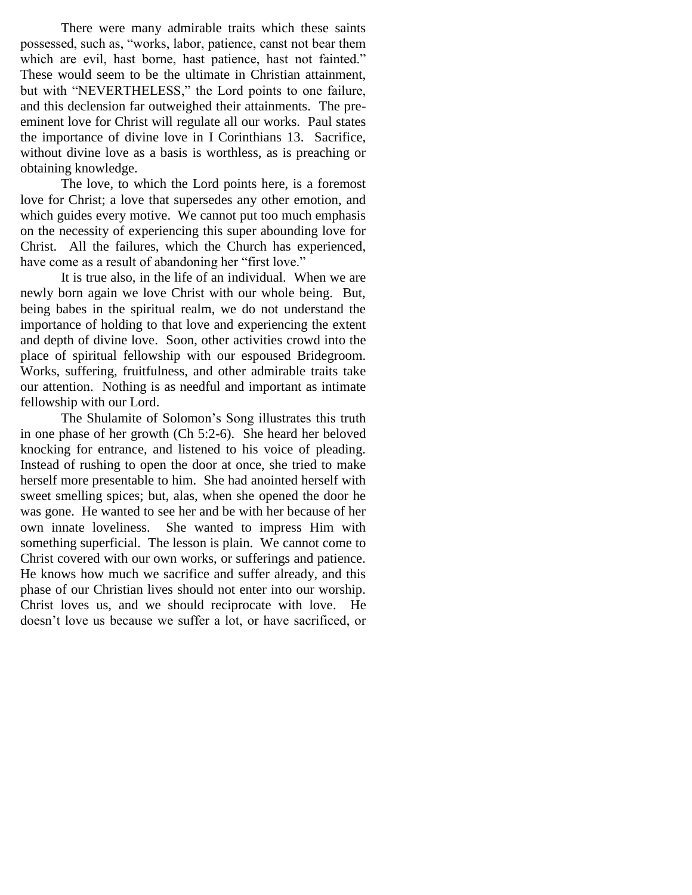There were many admirable traits which these saints possessed, such as, "works, labor, patience, canst not bear them which are evil, hast borne, hast patience, hast not fainted." These would seem to be the ultimate in Christian attainment, but with "NEVERTHELESS," the Lord points to one failure, and this declension far outweighed their attainments. The pre-eminent love for Christ will regulate all our works. Paul states the importance of divine love in I Corinthians 13. Sacrifice, without divine love as a basis is worthless, as is preaching or obtaining knowledge.

The love, to which the Lord points here, is a foremost love for Christ; a love that supersedes any other emotion, and which guides every motive. We cannot put too much emphasis on the necessity of experiencing this super abounding love for Christ. All the failures, which the Church has experienced, have come as a result of abandoning her "first love."

It is true also, in the life of an individual. When we are newly born again we love Christ with our whole being. But, being babes in the spiritual realm, we do not understand the importance of holding to that love and experiencing the extent and depth of divine love. Soon, other activities crowd into the place of spiritual fellowship with our espoused Bridegroom. Works, suffering, fruitfulness, and other admirable traits take our attention. Nothing is as needful and important as intimate fellowship with our Lord.

The Shulamite of Solomon's Song illustrates this truth in one phase of her growth (Ch 5:2-6). She heard her beloved knocking for entrance, and listened to his voice of pleading. Instead of rushing to open the door at once, she tried to make herself more presentable to him. She had anointed herself with sweet smelling spices; but, alas, when she opened the door he was gone. He wanted to see her and be with her because of her own innate loveliness. She wanted to impress Him with something superficial. The lesson is plain. We cannot come to Christ covered with our own works, or sufferings and patience. He knows how much we sacrifice and suffer already, and this phase of our Christian lives should not enter into our worship. Christ loves us, and we should reciprocate with love. He doesn't love us because we suffer a lot, or have sacrificed, or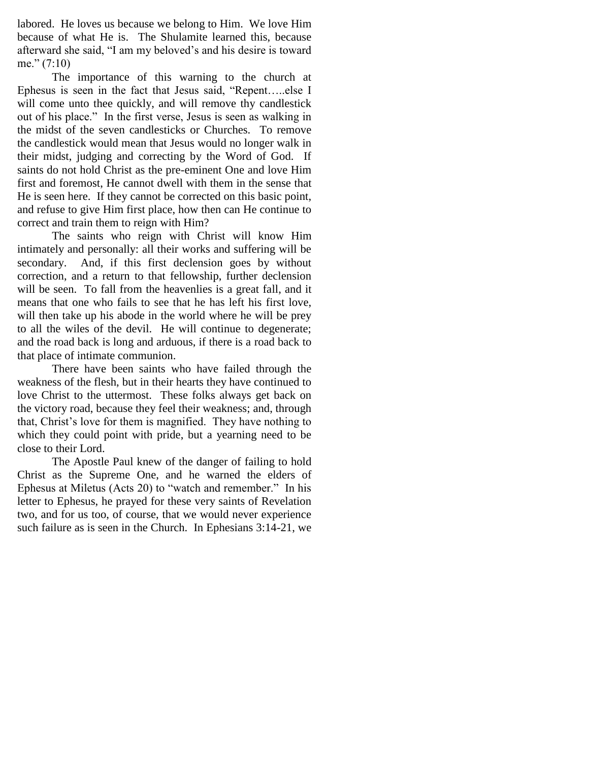labored. He loves us because we belong to Him. We love Him because of what He is. The Shulamite learned this, because afterward she said, "I am my beloved's and his desire is toward me." (7:10)

The importance of this warning to the church at Ephesus is seen in the fact that Jesus said, "Repent…..else I will come unto thee quickly, and will remove thy candlestick out of his place." In the first verse, Jesus is seen as walking in the midst of the seven candlesticks or Churches. To remove the candlestick would mean that Jesus would no longer walk in their midst, judging and correcting by the Word of God. If saints do not hold Christ as the pre-eminent One and love Him first and foremost, He cannot dwell with them in the sense that He is seen here. If they cannot be corrected on this basic point, and refuse to give Him first place, how then can He continue to correct and train them to reign with Him?

The saints who reign with Christ will know Him intimately and personally: all their works and suffering will be secondary. And, if this first declension goes by without correction, and a return to that fellowship, further declension will be seen. To fall from the heavenlies is a great fall, and it means that one who fails to see that he has left his first love, will then take up his abode in the world where he will be prey to all the wiles of the devil. He will continue to degenerate; and the road back is long and arduous, if there is a road back to that place of intimate communion.

There have been saints who have failed through the weakness of the flesh, but in their hearts they have continued to love Christ to the uttermost. These folks always get back on the victory road, because they feel their weakness; and, through that, Christ's love for them is magnified. They have nothing to which they could point with pride, but a yearning need to be close to their Lord.

The Apostle Paul knew of the danger of failing to hold Christ as the Supreme One, and he warned the elders of Ephesus at Miletus (Acts 20) to "watch and remember." In his letter to Ephesus, he prayed for these very saints of Revelation two, and for us too, of course, that we would never experience such failure as is seen in the Church. In Ephesians 3:14-21, we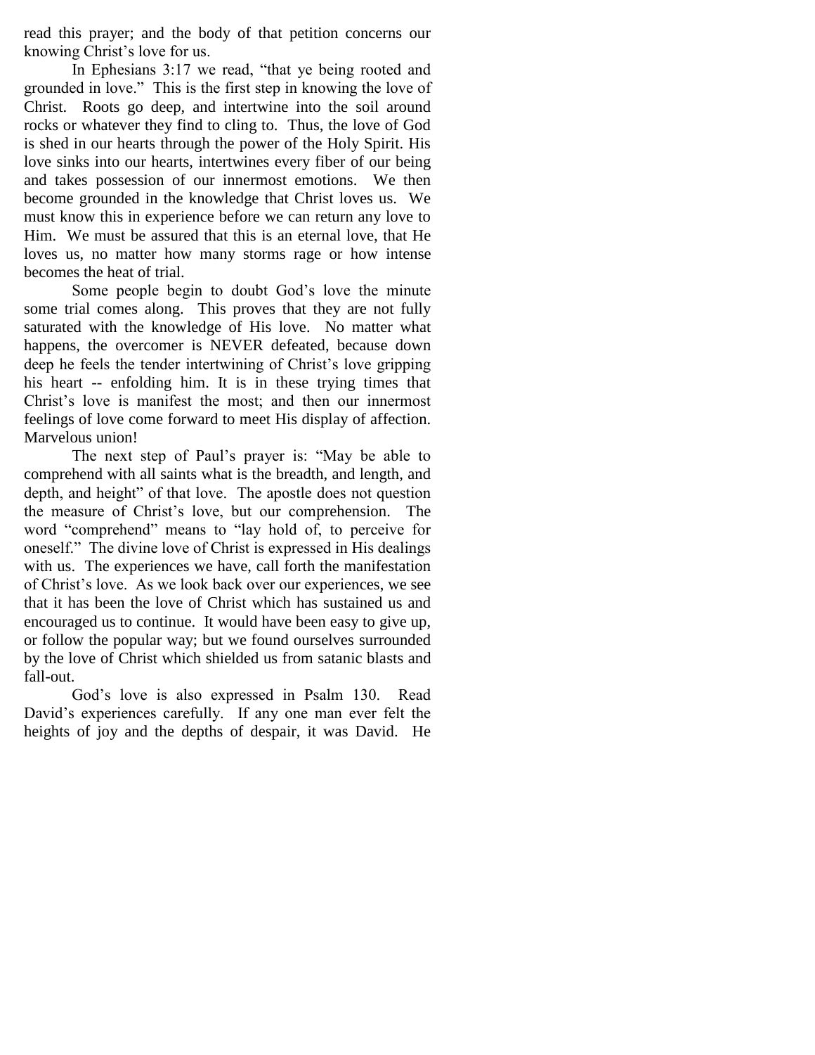read this prayer; and the body of that petition concerns our knowing Christ's love for us.

In Ephesians 3:17 we read, "that ye being rooted and grounded in love." This is the first step in knowing the love of Christ. Roots go deep, and intertwine into the soil around rocks or whatever they find to cling to. Thus, the love of God is shed in our hearts through the power of the Holy Spirit. His love sinks into our hearts, intertwines every fiber of our being and takes possession of our innermost emotions. We then become grounded in the knowledge that Christ loves us. We must know this in experience before we can return any love to Him. We must be assured that this is an eternal love, that He loves us, no matter how many storms rage or how intense becomes the heat of trial.

Some people begin to doubt God's love the minute some trial comes along. This proves that they are not fully saturated with the knowledge of His love. No matter what happens, the overcomer is NEVER defeated, because down deep he feels the tender intertwining of Christ's love gripping his heart -- enfolding him. It is in these trying times that Christ's love is manifest the most; and then our innermost feelings of love come forward to meet His display of affection. Marvelous union!

The next step of Paul's prayer is: "May be able to comprehend with all saints what is the breadth, and length, and depth, and height" of that love. The apostle does not question the measure of Christ's love, but our comprehension. The word "comprehend" means to "lay hold of, to perceive for oneself." The divine love of Christ is expressed in His dealings with us. The experiences we have, call forth the manifestation of Christ's love. As we look back over our experiences, we see that it has been the love of Christ which has sustained us and encouraged us to continue. It would have been easy to give up, or follow the popular way; but we found ourselves surrounded by the love of Christ which shielded us from satanic blasts and fall-out.

God's love is also expressed in Psalm 130. Read David's experiences carefully. If any one man ever felt the heights of joy and the depths of despair, it was David. He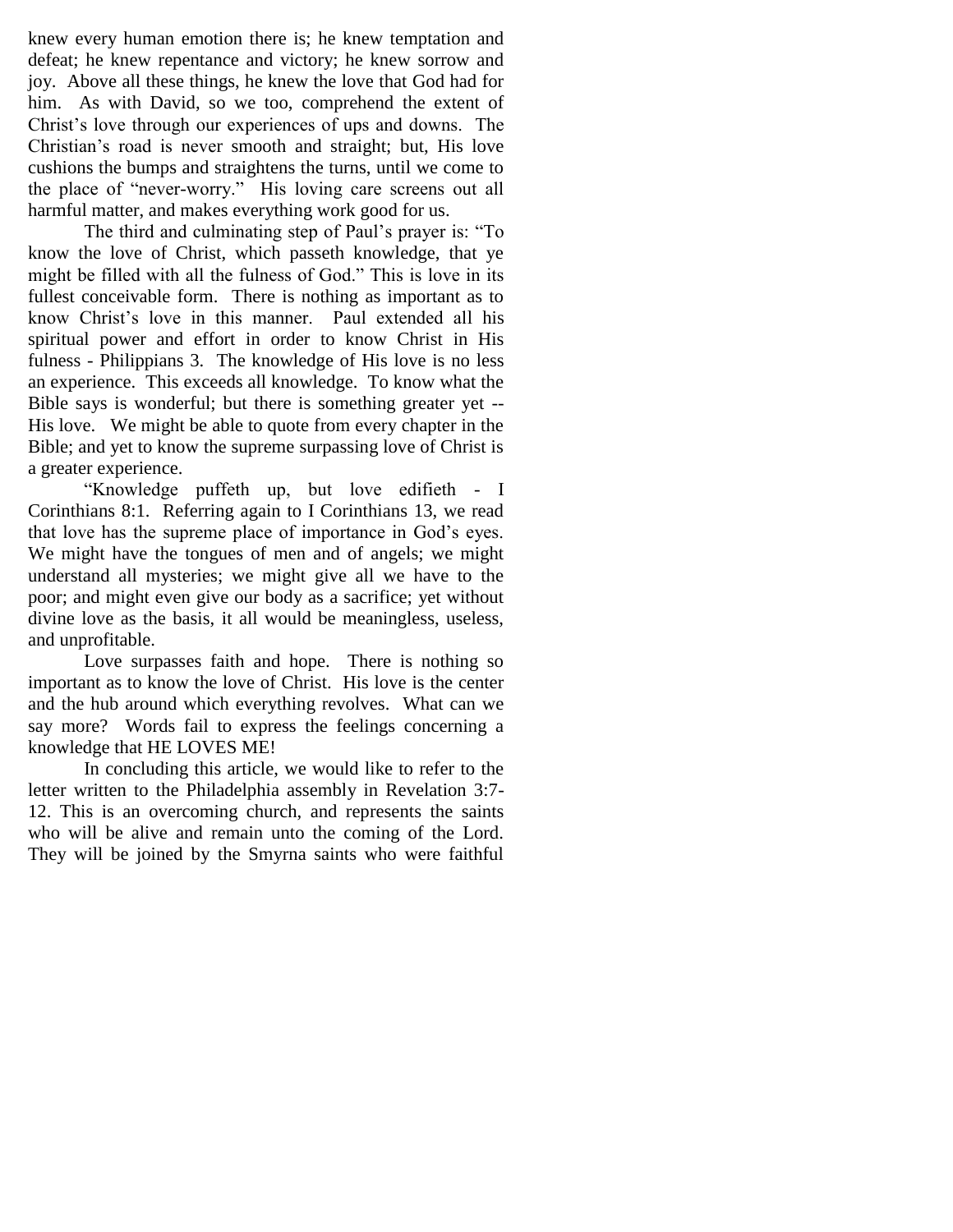knew every human emotion there is; he knew temptation and defeat; he knew repentance and victory; he knew sorrow and joy. Above all these things, he knew the love that God had for him. As with David, so we too, comprehend the extent of Christ's love through our experiences of ups and downs. The Christian's road is never smooth and straight; but, His love cushions the bumps and straightens the turns, until we come to the place of "never-worry." His loving care screens out all harmful matter, and makes everything work good for us.

The third and culminating step of Paul's prayer is: "To know the love of Christ, which passeth knowledge, that ye might be filled with all the fulness of God." This is love in its fullest conceivable form. There is nothing as important as to know Christ's love in this manner. Paul extended all his spiritual power and effort in order to know Christ in His fulness - Philippians 3. The knowledge of His love is no less an experience. This exceeds all knowledge. To know what the Bible says is wonderful; but there is something greater yet -- His love. We might be able to quote from every chapter in the Bible; and yet to know the supreme surpassing love of Christ is a greater experience.

"Knowledge puffeth up, but love edifieth - I Corinthians 8:1. Referring again to I Corinthians 13, we read that love has the supreme place of importance in God's eyes. We might have the tongues of men and of angels; we might understand all mysteries; we might give all we have to the poor; and might even give our body as a sacrifice; yet without divine love as the basis, it all would be meaningless, useless, and unprofitable.

Love surpasses faith and hope. There is nothing so important as to know the love of Christ. His love is the center and the hub around which everything revolves. What can we say more? Words fail to express the feelings concerning a knowledge that HE LOVES ME!

In concluding this article, we would like to refer to the letter written to the Philadelphia assembly in Revelation 3:7-12. This is an overcoming church, and represents the saints who will be alive and remain unto the coming of the Lord. They will be joined by the Smyrna saints who were faithful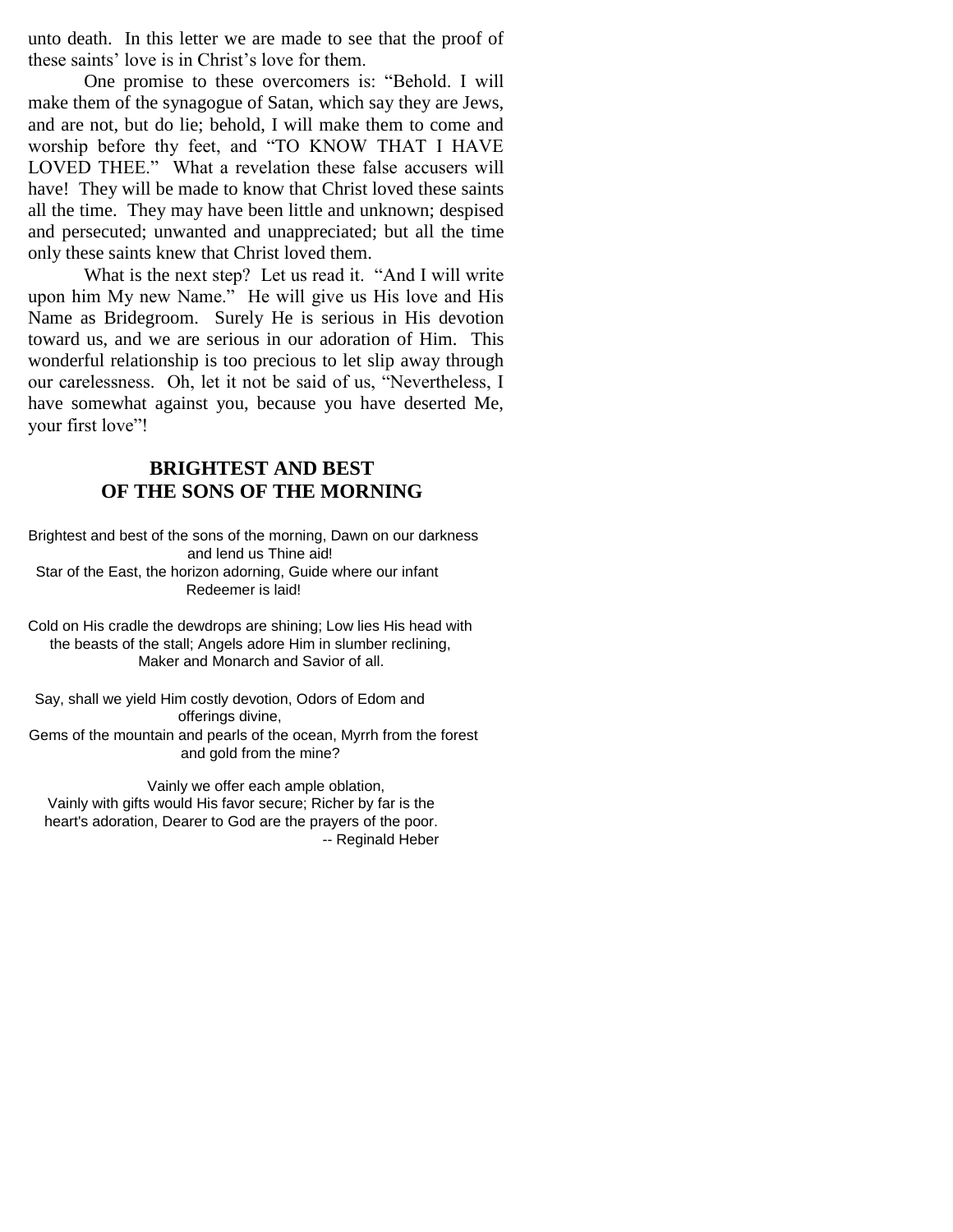unto death. In this letter we are made to see that the proof of these saints' love is in Christ's love for them.

One promise to these overcomers is: "Behold. I will make them of the synagogue of Satan, which say they are Jews, and are not, but do lie; behold, I will make them to come and worship before thy feet, and "TO KNOW THAT I HAVE LOVED THEE." What a revelation these false accusers will have! They will be made to know that Christ loved these saints all the time. They may have been little and unknown; despised and persecuted; unwanted and unappreciated; but all the time only these saints knew that Christ loved them.

What is the next step? Let us read it. "And I will write upon him My new Name." He will give us His love and His Name as Bridegroom. Surely He is serious in His devotion toward us, and we are serious in our adoration of Him. This wonderful relationship is too precious to let slip away through our carelessness. Oh, let it not be said of us, "Nevertheless, I have somewhat against you, because you have deserted Me, your first love"!

## BRIGHTEST AND BEST OF THE SONS OF THE MORNING

Brightest and best of the sons of the morning, Dawn on our darkness and lend us Thine aid!
Star of the East, the horizon adorning, Guide where our infant Redeemer is laid!

Cold on His cradle the dewdrops are shining; Low lies His head with the beasts of the stall; Angels adore Him in slumber reclining, Maker and Monarch and Savior of all.

Say, shall we yield Him costly devotion, Odors of Edom and offerings divine,
Gems of the mountain and pearls of the ocean, Myrrh from the forest and gold from the mine?

Vainly we offer each ample oblation,
Vainly with gifts would His favor secure; Richer by far is the heart's adoration, Dearer to God are the prayers of the poor.

-- Reginald Heber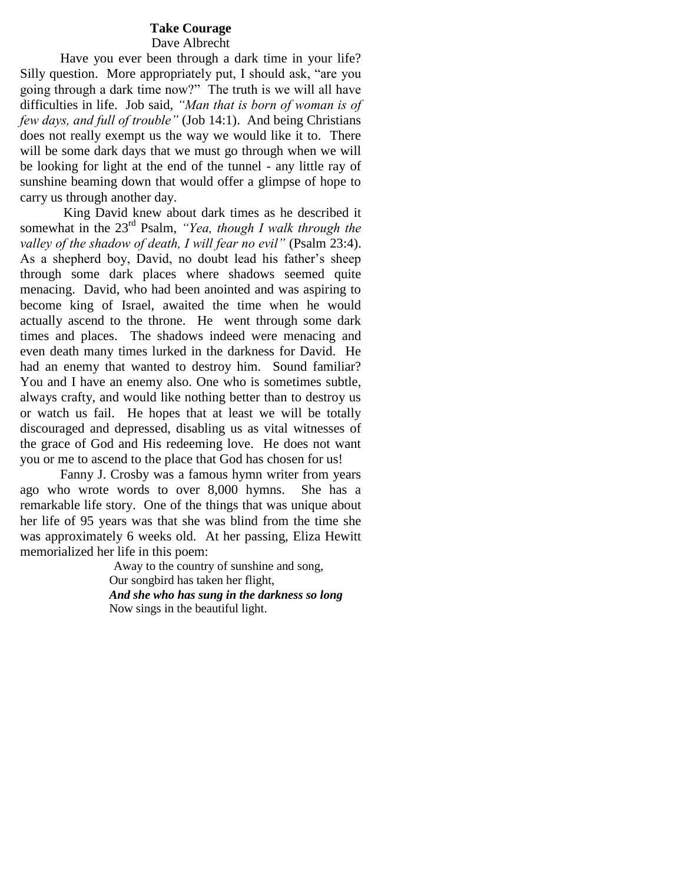## Take Courage

Dave Albrecht

Have you ever been through a dark time in your life? Silly question. More appropriately put, I should ask, "are you going through a dark time now?" The truth is we will all have difficulties in life. Job said, *"Man that is born of woman is of few days, and full of trouble"* (Job 14:1). And being Christians does not really exempt us the way we would like it to. There will be some dark days that we must go through when we will be looking for light at the end of the tunnel - any little ray of sunshine beaming down that would offer a glimpse of hope to carry us through another day.

King David knew about dark times as he described it somewhat in the 23rd Psalm, *"Yea, though I walk through the valley of the shadow of death, I will fear no evil"* (Psalm 23:4). As a shepherd boy, David, no doubt lead his father's sheep through some dark places where shadows seemed quite menacing. David, who had been anointed and was aspiring to become king of Israel, awaited the time when he would actually ascend to the throne. He went through some dark times and places. The shadows indeed were menacing and even death many times lurked in the darkness for David. He had an enemy that wanted to destroy him. Sound familiar? You and I have an enemy also. One who is sometimes subtle, always crafty, and would like nothing better than to destroy us or watch us fail. He hopes that at least we will be totally discouraged and depressed, disabling us as vital witnesses of the grace of God and His redeeming love. He does not want you or me to ascend to the place that God has chosen for us!

Fanny J. Crosby was a famous hymn writer from years ago who wrote words to over 8,000 hymns. She has a remarkable life story. One of the things that was unique about her life of 95 years was that she was blind from the time she was approximately 6 weeks old. At her passing, Eliza Hewitt memorialized her life in this poem:

> Away to the country of sunshine and song,
> Our songbird has taken her flight,
> ***And she who has sung in the darkness so long***
> Now sings in the beautiful light.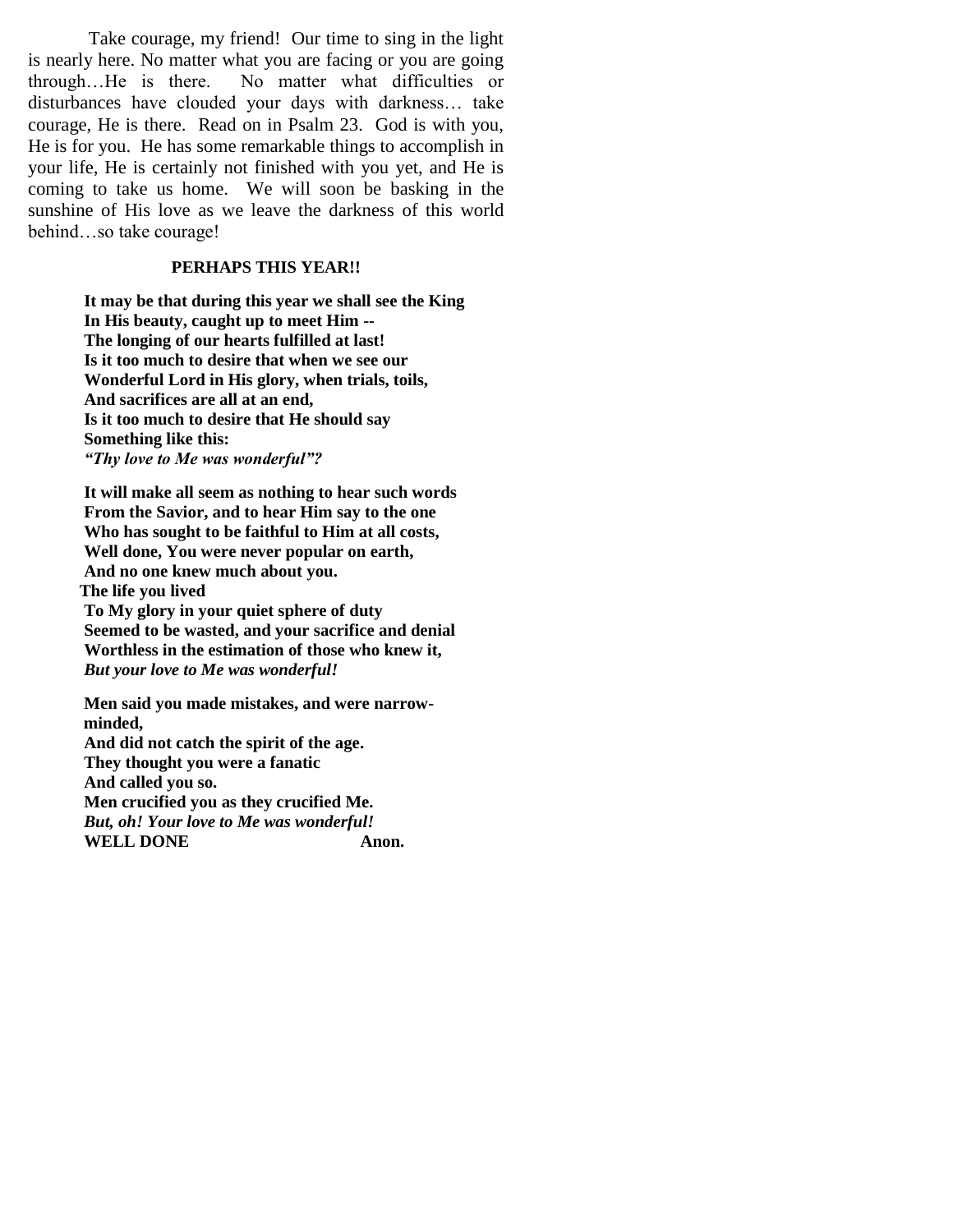Take courage, my friend! Our time to sing in the light is nearly here. No matter what you are facing or you are going through…He is there. No matter what difficulties or disturbances have clouded your days with darkness… take courage, He is there. Read on in Psalm 23. God is with you, He is for you. He has some remarkable things to accomplish in your life, He is certainly not finished with you yet, and He is coming to take us home. We will soon be basking in the sunshine of His love as we leave the darkness of this world behind…so take courage!

**PERHAPS THIS YEAR!!**

**It may be that during this year we shall see the King**  
**In His beauty, caught up to meet Him --**  
**The longing of our hearts fulfilled at last!**  
**Is it too much to desire that when we see our**  
**Wonderful Lord in His glory, when trials, toils,**  
**And sacrifices are all at an end,**  
**Is it too much to desire that He should say**  
**Something like this:**  
***"Thy love to Me was wonderful"?***

**It will make all seem as nothing to hear such words**  
**From the Savior, and to hear Him say to the one**  
**Who has sought to be faithful to Him at all costs,**  
**Well done, You were never popular on earth,**  
**And no one knew much about you.**  
**The life you lived**  
**To My glory in your quiet sphere of duty**  
**Seemed to be wasted, and your sacrifice and denial**  
**Worthless in the estimation of those who knew it,**  
***But your love to Me was wonderful!***

**Men said you made mistakes, and were narrow-minded,**  
**And did not catch the spirit of the age.**  
**They thought you were a fanatic**  
**And called you so.**  
**Men crucified you as they crucified Me.**  
***But, oh! Your love to Me was wonderful!***  
**WELL DONE** **Anon.**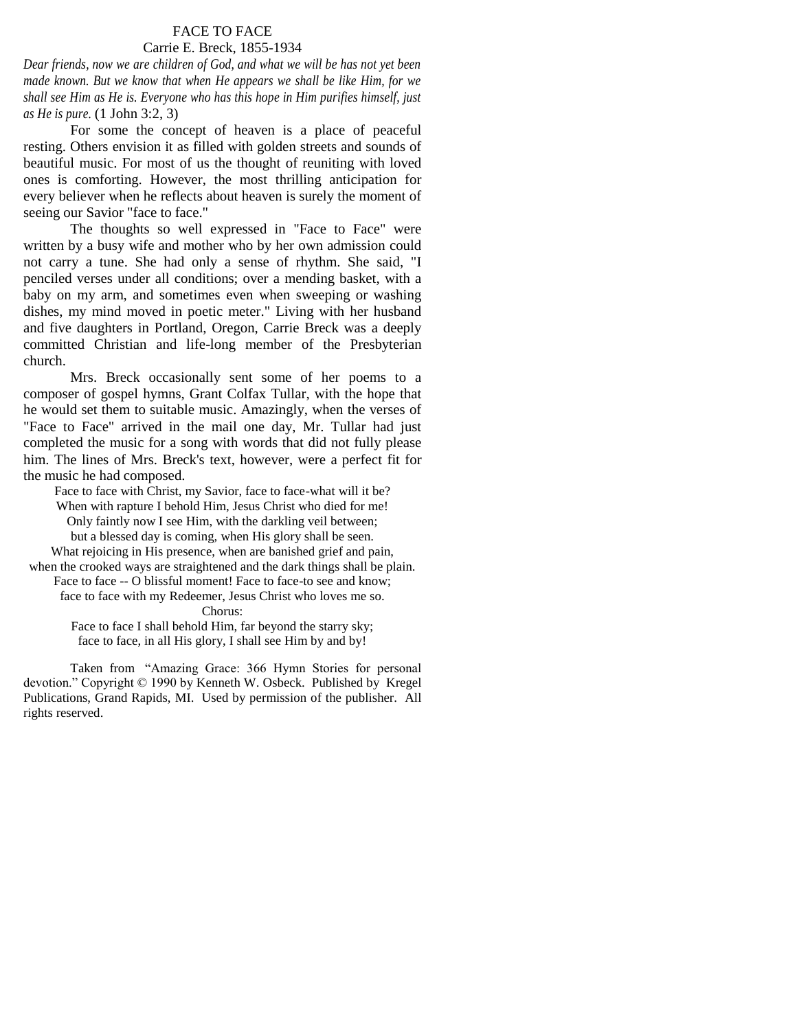# FACE TO FACE

Carrie E. Breck, 1855-1934

*Dear friends, now we are children of God, and what we will be has not yet been made known. But we know that when He appears we shall be like Him, for we shall see Him as He is. Everyone who has this hope in Him purifies himself, just as He is pure.* (1 John 3:2, 3)

For some the concept of heaven is a place of peaceful resting. Others envision it as filled with golden streets and sounds of beautiful music. For most of us the thought of reuniting with loved ones is comforting. However, the most thrilling anticipation for every believer when he reflects about heaven is surely the moment of seeing our Savior "face to face."

The thoughts so well expressed in "Face to Face" were written by a busy wife and mother who by her own admission could not carry a tune. She had only a sense of rhythm. She said, "I penciled verses under all conditions; over a mending basket, with a baby on my arm, and sometimes even when sweeping or washing dishes, my mind moved in poetic meter." Living with her husband and five daughters in Portland, Oregon, Carrie Breck was a deeply committed Christian and life-long member of the Presbyterian church.

Mrs. Breck occasionally sent some of her poems to a composer of gospel hymns, Grant Colfax Tullar, with the hope that he would set them to suitable music. Amazingly, when the verses of "Face to Face" arrived in the mail one day, Mr. Tullar had just completed the music for a song with words that did not fully please him. The lines of Mrs. Breck's text, however, were a perfect fit for the music he had composed.

Face to face with Christ, my Savior, face to face-what will it be?  
When with rapture I behold Him, Jesus Christ who died for me!  
Only faintly now I see Him, with the darkling veil between;  
but a blessed day is coming, when His glory shall be seen.  
What rejoicing in His presence, when are banished grief and pain,  
when the crooked ways are straightened and the dark things shall be plain.  
Face to face -- O blissful moment! Face to face-to see and know;  
face to face with my Redeemer, Jesus Christ who loves me so.

Chorus:

Face to face I shall behold Him, far beyond the starry sky;  
face to face, in all His glory, I shall see Him by and by!

Taken from "Amazing Grace: 366 Hymn Stories for personal devotion." Copyright © 1990 by Kenneth W. Osbeck. Published by Kregel Publications, Grand Rapids, MI. Used by permission of the publisher. All rights reserved.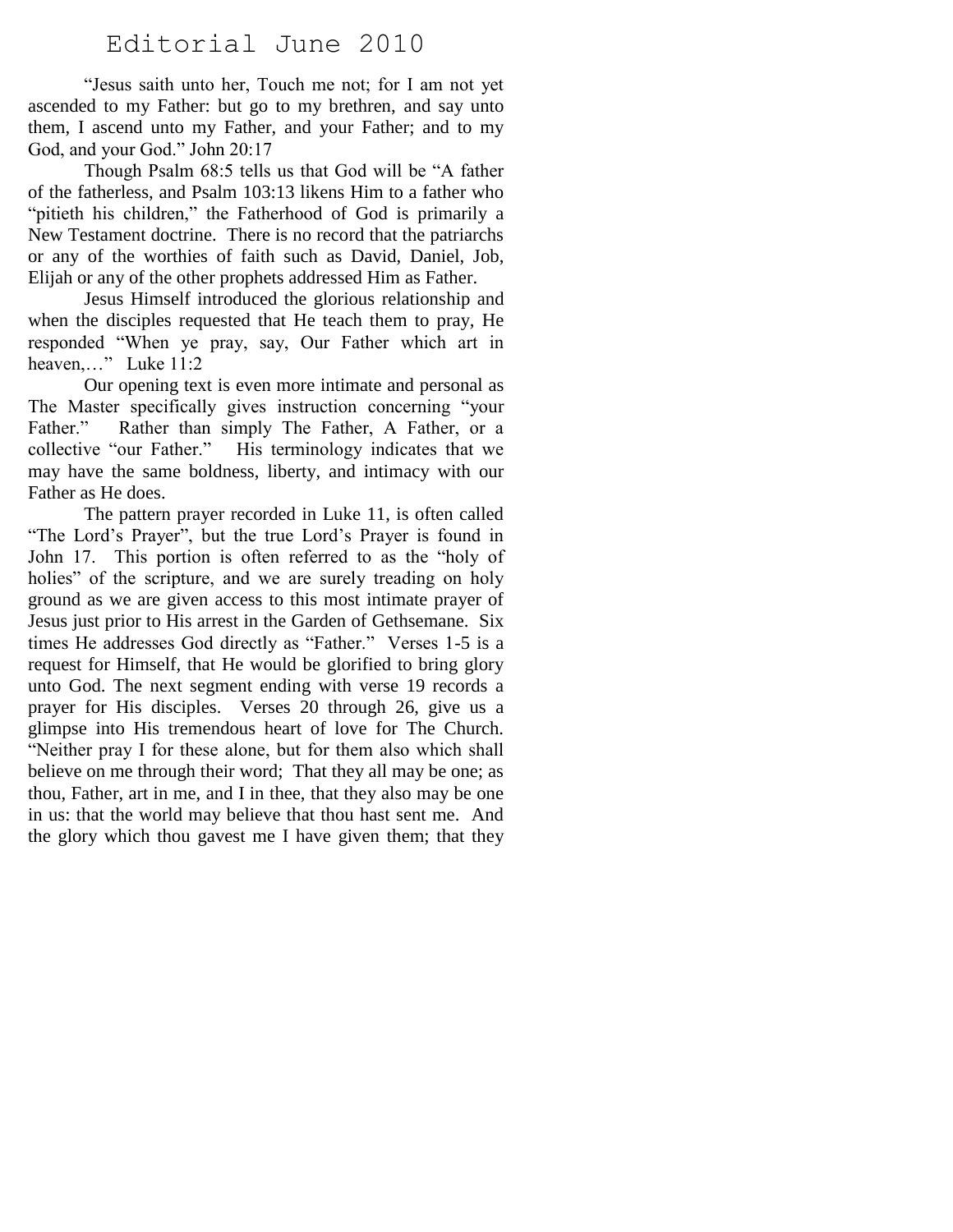# Editorial June 2010

"Jesus saith unto her, Touch me not; for I am not yet ascended to my Father: but go to my brethren, and say unto them, I ascend unto my Father, and your Father; and to my God, and your God." John 20:17

Though Psalm 68:5 tells us that God will be "A father of the fatherless, and Psalm 103:13 likens Him to a father who "pitieth his children," the Fatherhood of God is primarily a New Testament doctrine. There is no record that the patriarchs or any of the worthies of faith such as David, Daniel, Job, Elijah or any of the other prophets addressed Him as Father.

Jesus Himself introduced the glorious relationship and when the disciples requested that He teach them to pray, He responded "When ye pray, say, Our Father which art in heaven,…" Luke 11:2

Our opening text is even more intimate and personal as The Master specifically gives instruction concerning "your Father." Rather than simply The Father, A Father, or a collective "our Father." His terminology indicates that we may have the same boldness, liberty, and intimacy with our Father as He does.

The pattern prayer recorded in Luke 11, is often called "The Lord's Prayer", but the true Lord's Prayer is found in John 17. This portion is often referred to as the "holy of holies" of the scripture, and we are surely treading on holy ground as we are given access to this most intimate prayer of Jesus just prior to His arrest in the Garden of Gethsemane. Six times He addresses God directly as "Father." Verses 1-5 is a request for Himself, that He would be glorified to bring glory unto God. The next segment ending with verse 19 records a prayer for His disciples. Verses 20 through 26, give us a glimpse into His tremendous heart of love for The Church. "Neither pray I for these alone, but for them also which shall believe on me through their word; That they all may be one; as thou, Father, art in me, and I in thee, that they also may be one in us: that the world may believe that thou hast sent me. And the glory which thou gavest me I have given them; that they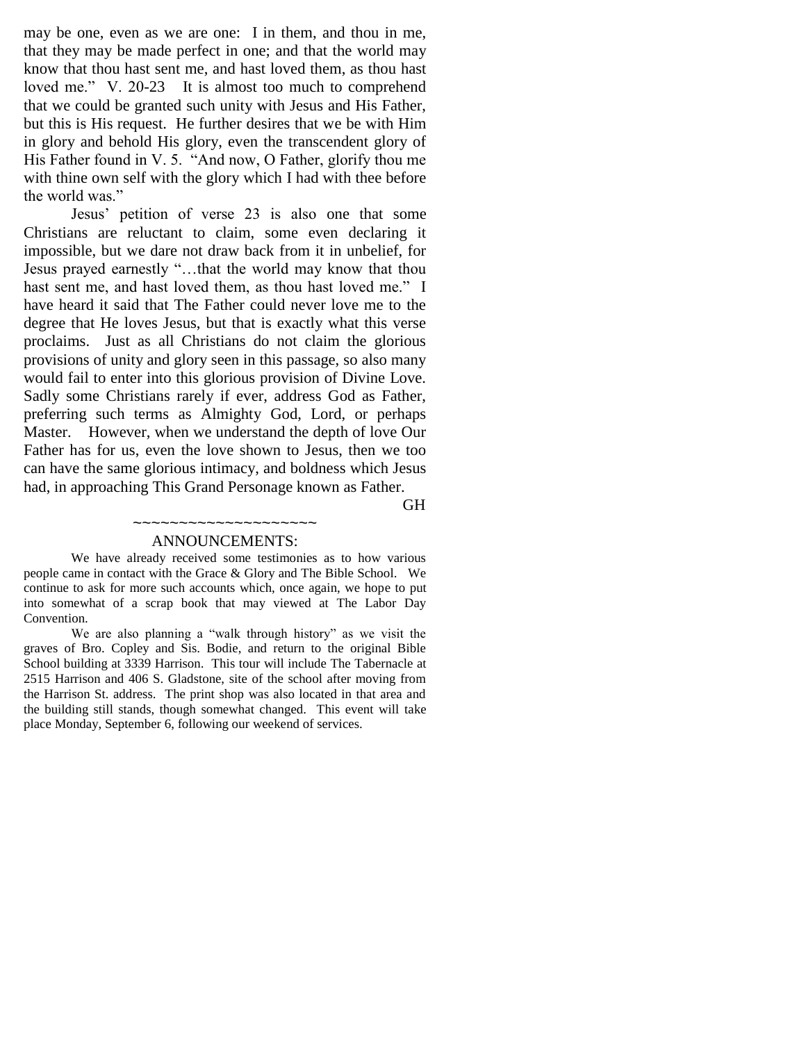may be one, even as we are one: I in them, and thou in me, that they may be made perfect in one; and that the world may know that thou hast sent me, and hast loved them, as thou hast loved me." V. 20-23 It is almost too much to comprehend that we could be granted such unity with Jesus and His Father, but this is His request. He further desires that we be with Him in glory and behold His glory, even the transcendent glory of His Father found in V. 5. "And now, O Father, glorify thou me with thine own self with the glory which I had with thee before the world was."

Jesus' petition of verse 23 is also one that some Christians are reluctant to claim, some even declaring it impossible, but we dare not draw back from it in unbelief, for Jesus prayed earnestly "…that the world may know that thou hast sent me, and hast loved them, as thou hast loved me." I have heard it said that The Father could never love me to the degree that He loves Jesus, but that is exactly what this verse proclaims. Just as all Christians do not claim the glorious provisions of unity and glory seen in this passage, so also many would fail to enter into this glorious provision of Divine Love. Sadly some Christians rarely if ever, address God as Father, preferring such terms as Almighty God, Lord, or perhaps Master. However, when we understand the depth of love Our Father has for us, even the love shown to Jesus, then we too can have the same glorious intimacy, and boldness which Jesus had, in approaching This Grand Personage known as Father.

GH

~~~~~~~~~~~~~~~~~~~~

ANNOUNCEMENTS:

We have already received some testimonies as to how various people came in contact with the Grace & Glory and The Bible School. We continue to ask for more such accounts which, once again, we hope to put into somewhat of a scrap book that may viewed at The Labor Day Convention.

We are also planning a "walk through history" as we visit the graves of Bro. Copley and Sis. Bodie, and return to the original Bible School building at 3339 Harrison. This tour will include The Tabernacle at 2515 Harrison and 406 S. Gladstone, site of the school after moving from the Harrison St. address. The print shop was also located in that area and the building still stands, though somewhat changed. This event will take place Monday, September 6, following our weekend of services.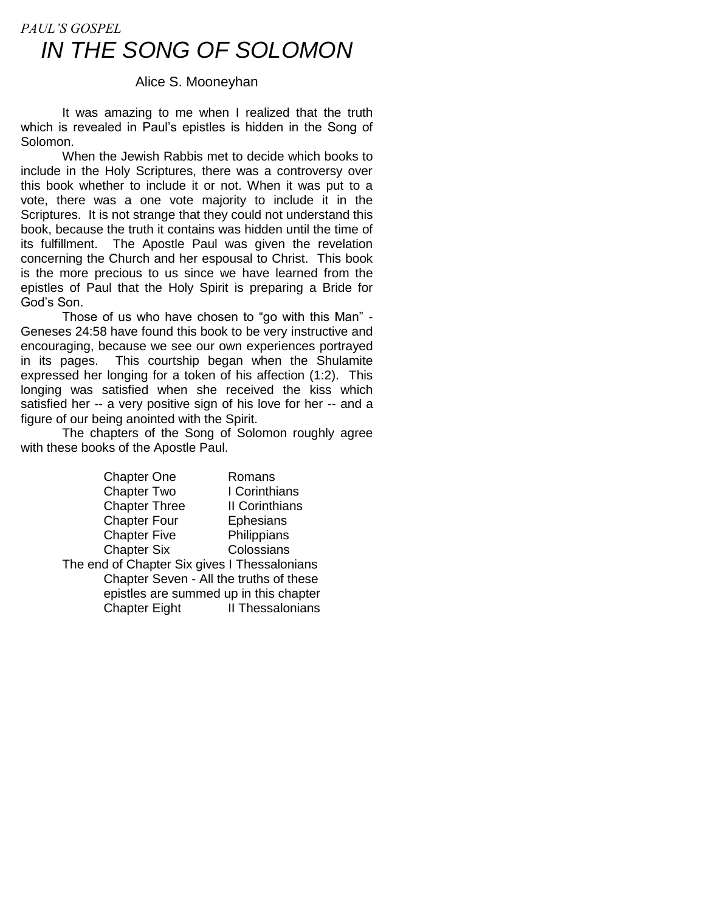*PAUL'S GOSPEL*

# *IN THE SONG OF SOLOMON*

Alice S. Mooneyhan

It was amazing to me when I realized that the truth which is revealed in Paul's epistles is hidden in the Song of Solomon.

When the Jewish Rabbis met to decide which books to include in the Holy Scriptures, there was a controversy over this book whether to include it or not. When it was put to a vote, there was a one vote majority to include it in the Scriptures. It is not strange that they could not understand this book, because the truth it contains was hidden until the time of its fulfillment. The Apostle Paul was given the revelation concerning the Church and her espousal to Christ. This book is the more precious to us since we have learned from the epistles of Paul that the Holy Spirit is preparing a Bride for God's Son.

Those of us who have chosen to "go with this Man" - Geneses 24:58 have found this book to be very instructive and encouraging, because we see our own experiences portrayed in its pages. This courtship began when the Shulamite expressed her longing for a token of his affection (1:2). This longing was satisfied when she received the kiss which satisfied her -- a very positive sign of his love for her -- and a figure of our being anointed with the Spirit.

The chapters of the Song of Solomon roughly agree with these books of the Apostle Paul.

| | |
|---|---|
| Chapter One | Romans |
| Chapter Two | I Corinthians |
| Chapter Three | II Corinthians |
| Chapter Four | Ephesians |
| Chapter Five | Philippians |
| Chapter Six | Colossians |

The end of Chapter Six gives I Thessalonians

Chapter Seven - All the truths of these epistles are summed up in this chapter

Chapter Eight II Thessalonians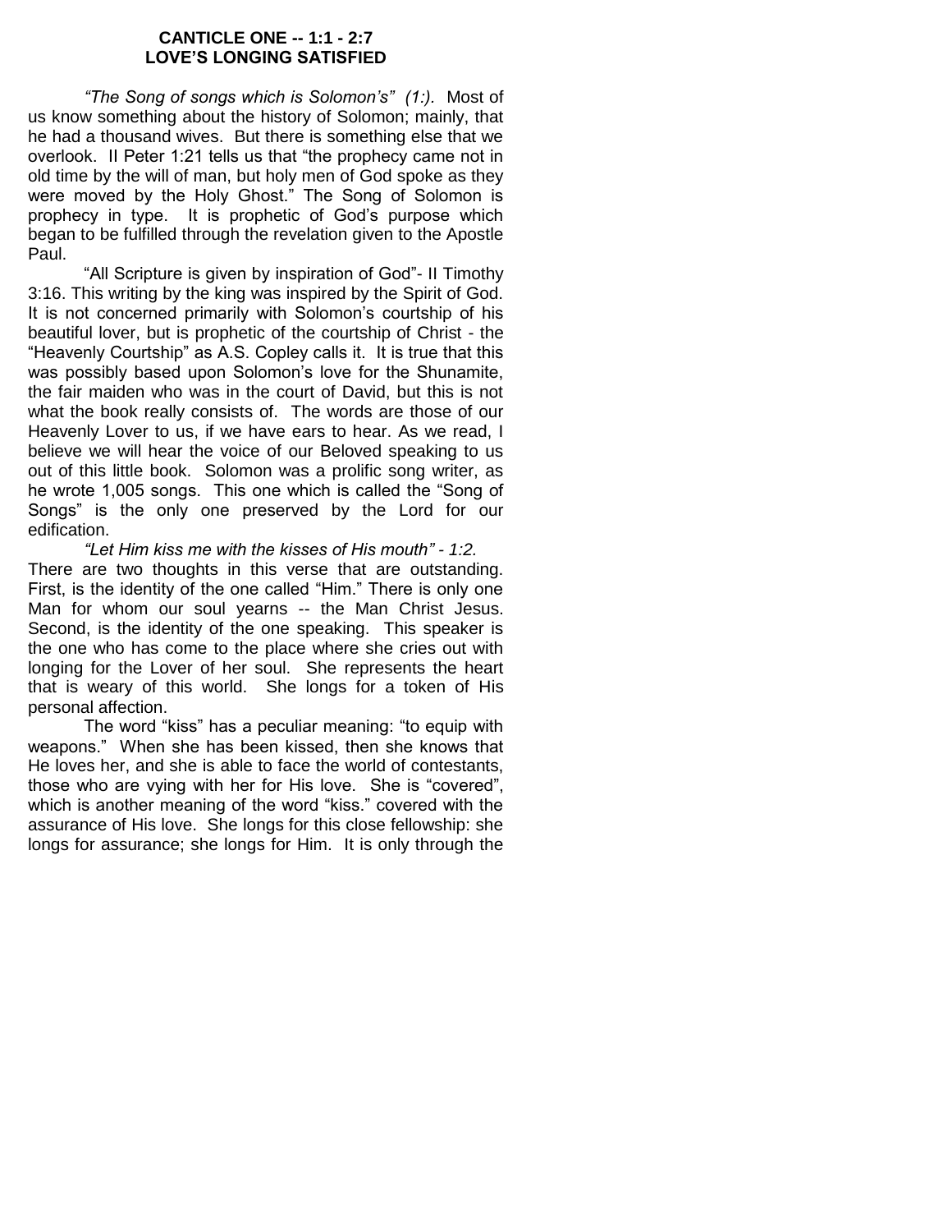**CANTICLE ONE -- 1:1 - 2:7**
**LOVE'S LONGING SATISFIED**

*"The Song of songs which is Solomon's" (1:).* Most of us know something about the history of Solomon; mainly, that he had a thousand wives. But there is something else that we overlook. II Peter 1:21 tells us that "the prophecy came not in old time by the will of man, but holy men of God spoke as they were moved by the Holy Ghost." The Song of Solomon is prophecy in type. It is prophetic of God's purpose which began to be fulfilled through the revelation given to the Apostle Paul.

"All Scripture is given by inspiration of God"- II Timothy 3:16. This writing by the king was inspired by the Spirit of God. It is not concerned primarily with Solomon's courtship of his beautiful lover, but is prophetic of the courtship of Christ - the "Heavenly Courtship" as A.S. Copley calls it. It is true that this was possibly based upon Solomon's love for the Shunamite, the fair maiden who was in the court of David, but this is not what the book really consists of. The words are those of our Heavenly Lover to us, if we have ears to hear. As we read, I believe we will hear the voice of our Beloved speaking to us out of this little book. Solomon was a prolific song writer, as he wrote 1,005 songs. This one which is called the "Song of Songs" is the only one preserved by the Lord for our edification.

*"Let Him kiss me with the kisses of His mouth" - 1:2.* There are two thoughts in this verse that are outstanding. First, is the identity of the one called "Him." There is only one Man for whom our soul yearns -- the Man Christ Jesus. Second, is the identity of the one speaking. This speaker is the one who has come to the place where she cries out with longing for the Lover of her soul. She represents the heart that is weary of this world. She longs for a token of His personal affection.

The word "kiss" has a peculiar meaning: "to equip with weapons." When she has been kissed, then she knows that He loves her, and she is able to face the world of contestants, those who are vying with her for His love. She is "covered", which is another meaning of the word "kiss." covered with the assurance of His love. She longs for this close fellowship: she longs for assurance; she longs for Him. It is only through the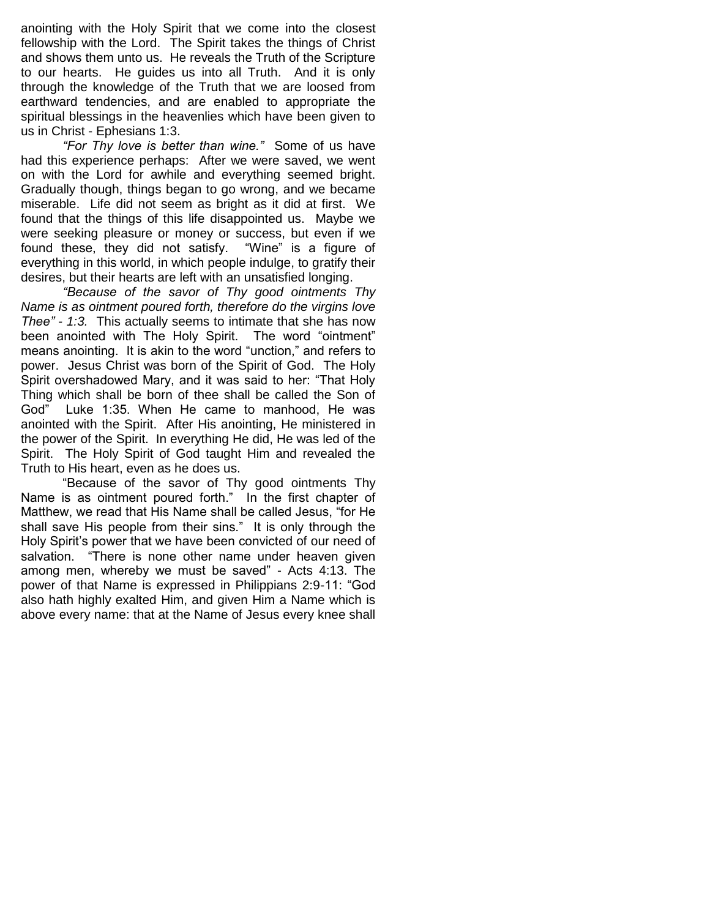anointing with the Holy Spirit that we come into the closest fellowship with the Lord. The Spirit takes the things of Christ and shows them unto us. He reveals the Truth of the Scripture to our hearts. He guides us into all Truth. And it is only through the knowledge of the Truth that we are loosed from earthward tendencies, and are enabled to appropriate the spiritual blessings in the heavenlies which have been given to us in Christ - Ephesians 1:3.

*"For Thy love is better than wine."* Some of us have had this experience perhaps: After we were saved, we went on with the Lord for awhile and everything seemed bright. Gradually though, things began to go wrong, and we became miserable. Life did not seem as bright as it did at first. We found that the things of this life disappointed us. Maybe we were seeking pleasure or money or success, but even if we found these, they did not satisfy. "Wine" is a figure of everything in this world, in which people indulge, to gratify their desires, but their hearts are left with an unsatisfied longing.

*"Because of the savor of Thy good ointments Thy Name is as ointment poured forth, therefore do the virgins love Thee" - 1:3.* This actually seems to intimate that she has now been anointed with The Holy Spirit. The word "ointment" means anointing. It is akin to the word "unction," and refers to power. Jesus Christ was born of the Spirit of God. The Holy Spirit overshadowed Mary, and it was said to her: "That Holy Thing which shall be born of thee shall be called the Son of God" Luke 1:35. When He came to manhood, He was anointed with the Spirit. After His anointing, He ministered in the power of the Spirit. In everything He did, He was led of the Spirit. The Holy Spirit of God taught Him and revealed the Truth to His heart, even as he does us.

"Because of the savor of Thy good ointments Thy Name is as ointment poured forth." In the first chapter of Matthew, we read that His Name shall be called Jesus, "for He shall save His people from their sins." It is only through the Holy Spirit's power that we have been convicted of our need of salvation. "There is none other name under heaven given among men, whereby we must be saved" - Acts 4:13. The power of that Name is expressed in Philippians 2:9-11: "God also hath highly exalted Him, and given Him a Name which is above every name: that at the Name of Jesus every knee shall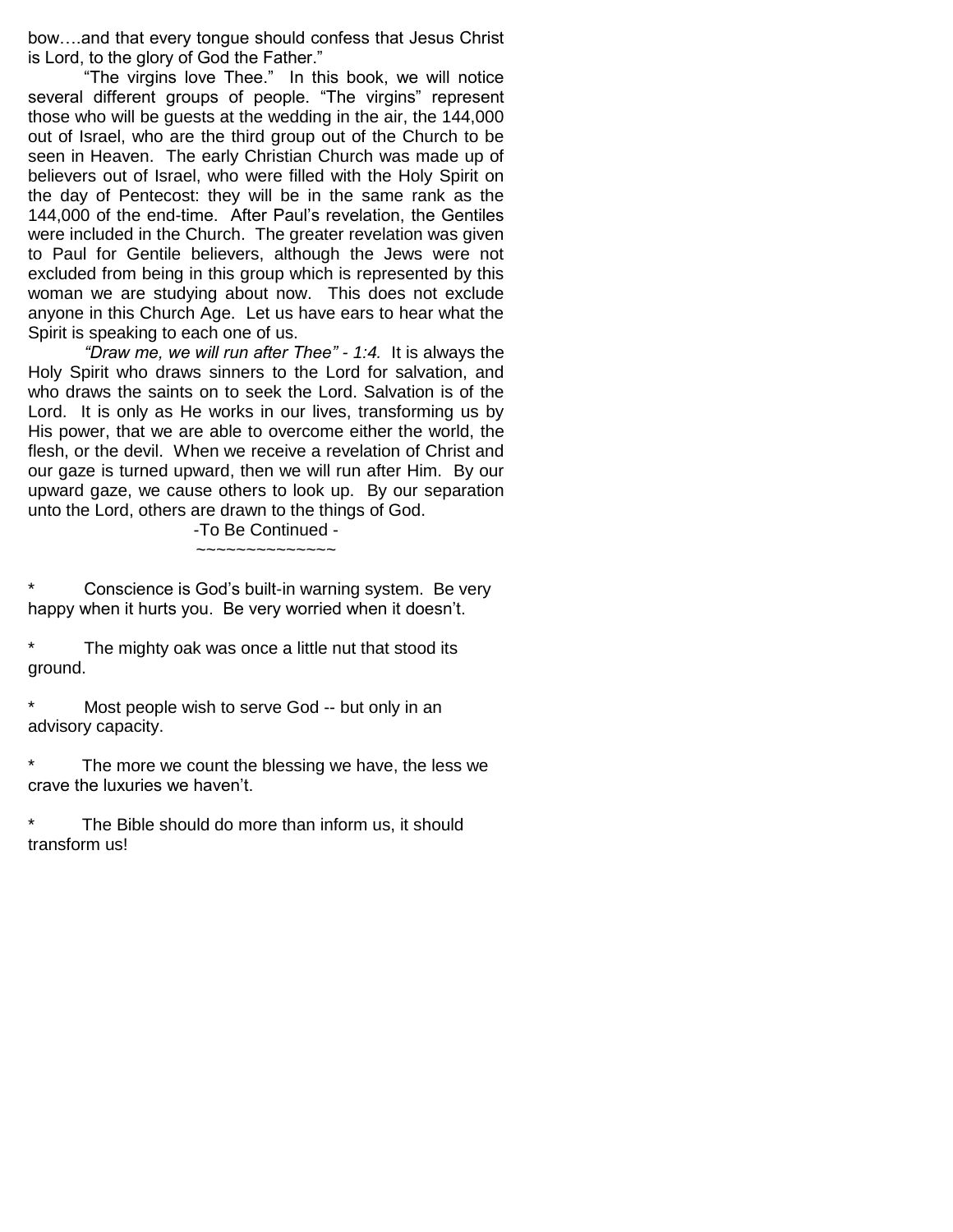bow….and that every tongue should confess that Jesus Christ is Lord, to the glory of God the Father."

"The virgins love Thee." In this book, we will notice several different groups of people. "The virgins" represent those who will be guests at the wedding in the air, the 144,000 out of Israel, who are the third group out of the Church to be seen in Heaven. The early Christian Church was made up of believers out of Israel, who were filled with the Holy Spirit on the day of Pentecost: they will be in the same rank as the 144,000 of the end-time. After Paul's revelation, the Gentiles were included in the Church. The greater revelation was given to Paul for Gentile believers, although the Jews were not excluded from being in this group which is represented by this woman we are studying about now. This does not exclude anyone in this Church Age. Let us have ears to hear what the Spirit is speaking to each one of us.

*"Draw me, we will run after Thee" - 1:4.* It is always the Holy Spirit who draws sinners to the Lord for salvation, and who draws the saints on to seek the Lord. Salvation is of the Lord. It is only as He works in our lives, transforming us by His power, that we are able to overcome either the world, the flesh, or the devil. When we receive a revelation of Christ and our gaze is turned upward, then we will run after Him. By our upward gaze, we cause others to look up. By our separation unto the Lord, others are drawn to the things of God.

-To Be Continued -

~~~~~~~~~~~~~~

\* Conscience is God's built-in warning system. Be very happy when it hurts you. Be very worried when it doesn't.

\* The mighty oak was once a little nut that stood its ground.

\* Most people wish to serve God -- but only in an advisory capacity.

\* The more we count the blessing we have, the less we crave the luxuries we haven't.

\* The Bible should do more than inform us, it should transform us!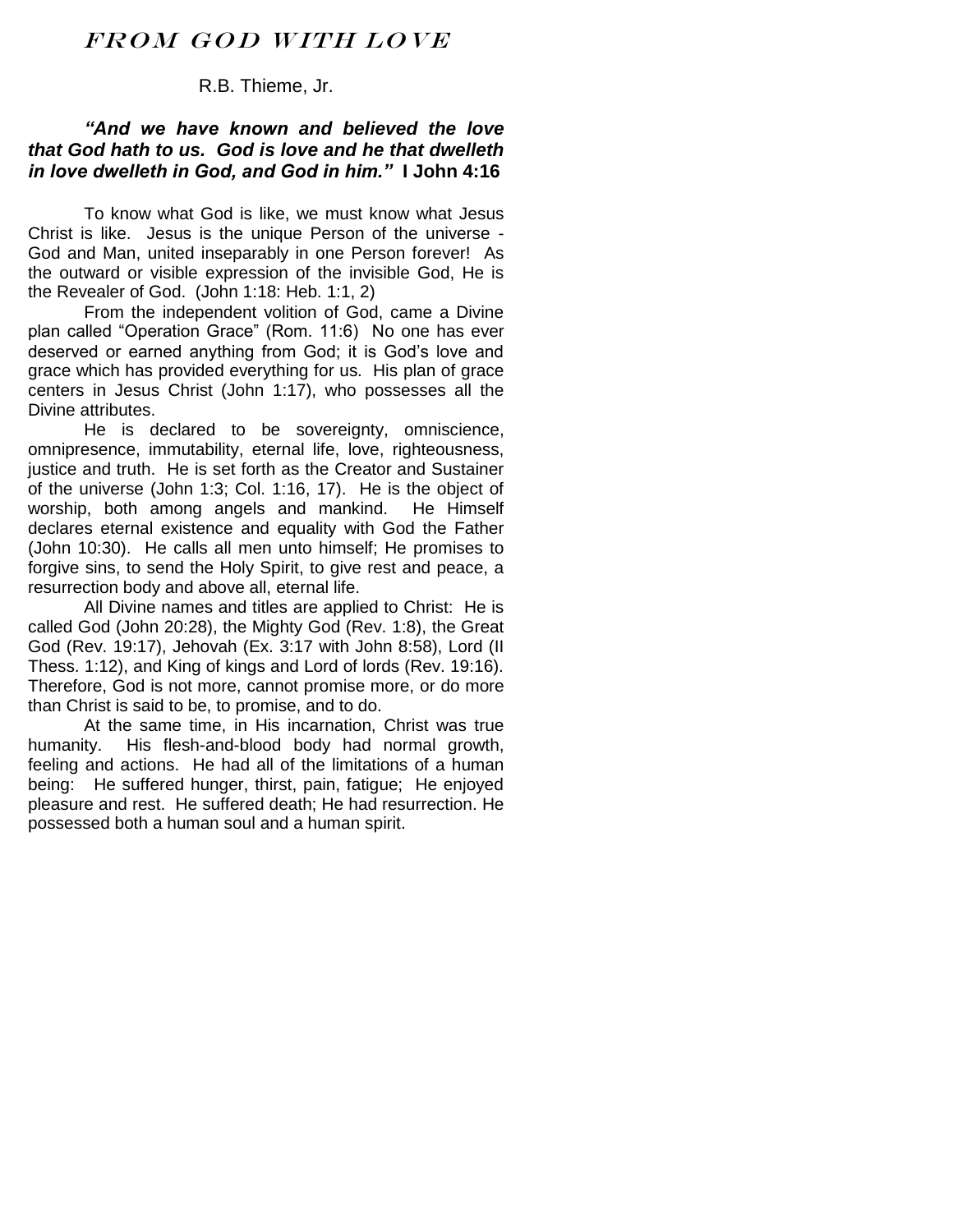# *FROM GOD WITH LOVE*

R.B. Thieme, Jr.

***"And we have known and believed the love that God hath to us. God is love and he that dwelleth in love dwelleth in God, and God in him."*** **I John 4:16**

To know what God is like, we must know what Jesus Christ is like. Jesus is the unique Person of the universe - God and Man, united inseparably in one Person forever! As the outward or visible expression of the invisible God, He is the Revealer of God. (John 1:18: Heb. 1:1, 2)

From the independent volition of God, came a Divine plan called "Operation Grace" (Rom. 11:6) No one has ever deserved or earned anything from God; it is God's love and grace which has provided everything for us. His plan of grace centers in Jesus Christ (John 1:17), who possesses all the Divine attributes.

He is declared to be sovereignty, omniscience, omnipresence, immutability, eternal life, love, righteousness, justice and truth. He is set forth as the Creator and Sustainer of the universe (John 1:3; Col. 1:16, 17). He is the object of worship, both among angels and mankind. He Himself declares eternal existence and equality with God the Father (John 10:30). He calls all men unto himself; He promises to forgive sins, to send the Holy Spirit, to give rest and peace, a resurrection body and above all, eternal life.

All Divine names and titles are applied to Christ: He is called God (John 20:28), the Mighty God (Rev. 1:8), the Great God (Rev. 19:17), Jehovah (Ex. 3:17 with John 8:58), Lord (II Thess. 1:12), and King of kings and Lord of lords (Rev. 19:16). Therefore, God is not more, cannot promise more, or do more than Christ is said to be, to promise, and to do.

At the same time, in His incarnation, Christ was true humanity. His flesh-and-blood body had normal growth, feeling and actions. He had all of the limitations of a human being: He suffered hunger, thirst, pain, fatigue; He enjoyed pleasure and rest. He suffered death; He had resurrection. He possessed both a human soul and a human spirit.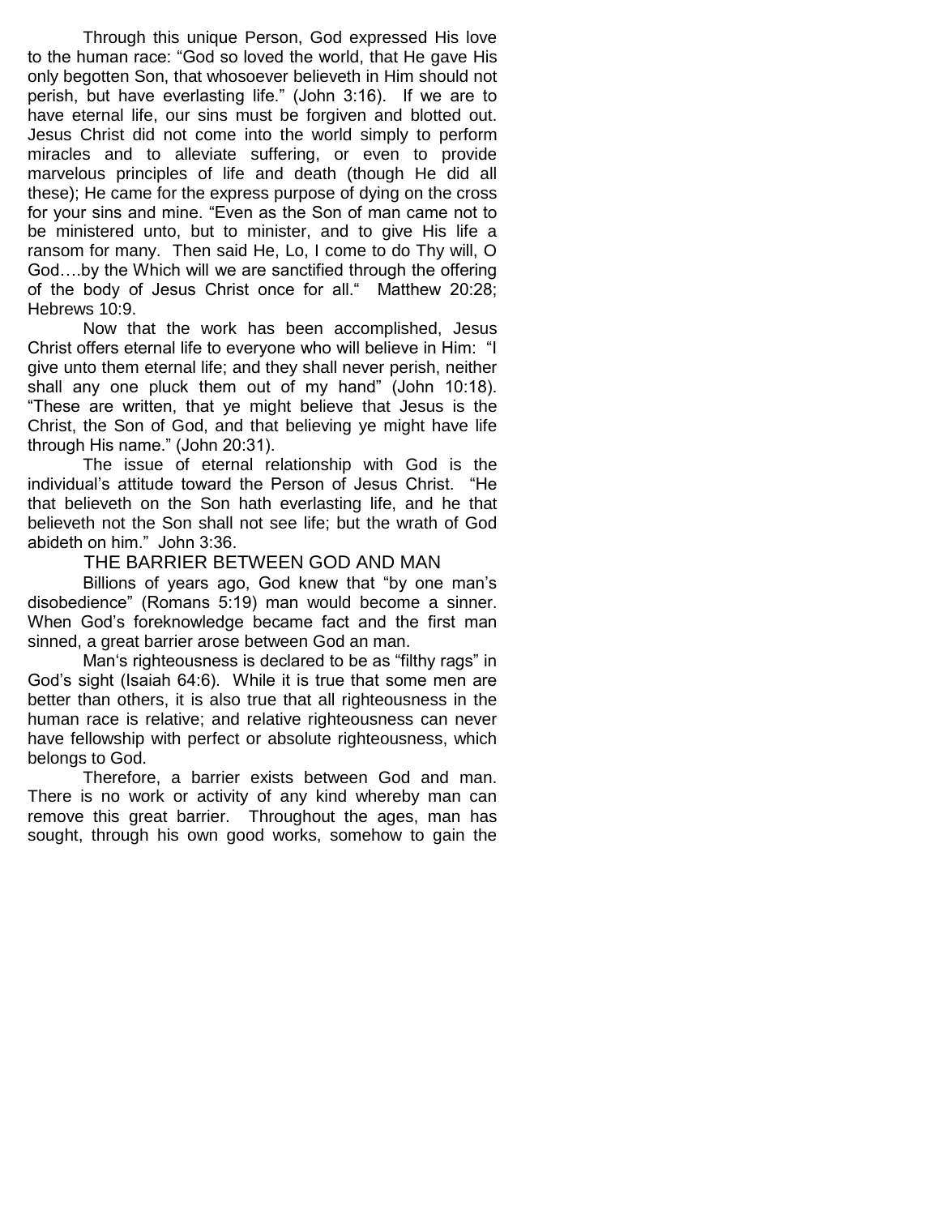Through this unique Person, God expressed His love to the human race: “God so loved the world, that He gave His only begotten Son, that whosoever believeth in Him should not perish, but have everlasting life.” (John 3:16). If we are to have eternal life, our sins must be forgiven and blotted out. Jesus Christ did not come into the world simply to perform miracles and to alleviate suffering, or even to provide marvelous principles of life and death (though He did all these); He came for the express purpose of dying on the cross for your sins and mine. “Even as the Son of man came not to be ministered unto, but to minister, and to give His life a ransom for many. Then said He, Lo, I come to do Thy will, O God….by the Which will we are sanctified through the offering of the body of Jesus Christ once for all.“ Matthew 20:28; Hebrews 10:9.

Now that the work has been accomplished, Jesus Christ offers eternal life to everyone who will believe in Him: “I give unto them eternal life; and they shall never perish, neither shall any one pluck them out of my hand” (John 10:18). “These are written, that ye might believe that Jesus is the Christ, the Son of God, and that believing ye might have life through His name.” (John 20:31).

The issue of eternal relationship with God is the individual’s attitude toward the Person of Jesus Christ. “He that believeth on the Son hath everlasting life, and he that believeth not the Son shall not see life; but the wrath of God abideth on him.” John 3:36.

## THE BARRIER BETWEEN GOD AND MAN

Billions of years ago, God knew that “by one man’s disobedience” (Romans 5:19) man would become a sinner. When God’s foreknowledge became fact and the first man sinned, a great barrier arose between God an man.

Man‘s righteousness is declared to be as “filthy rags” in God’s sight (Isaiah 64:6). While it is true that some men are better than others, it is also true that all righteousness in the human race is relative; and relative righteousness can never have fellowship with perfect or absolute righteousness, which belongs to God.

Therefore, a barrier exists between God and man. There is no work or activity of any kind whereby man can remove this great barrier. Throughout the ages, man has sought, through his own good works, somehow to gain the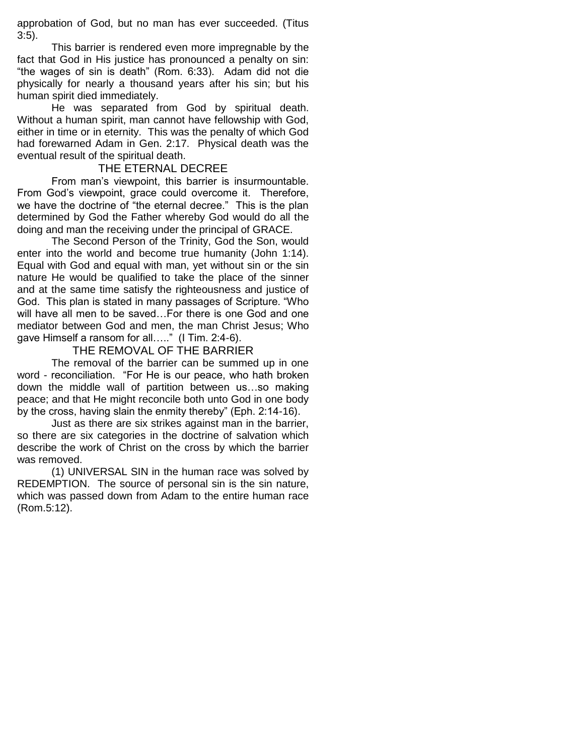approbation of God, but no man has ever succeeded. (Titus 3:5).

This barrier is rendered even more impregnable by the fact that God in His justice has pronounced a penalty on sin: "the wages of sin is death" (Rom. 6:33). Adam did not die physically for nearly a thousand years after his sin; but his human spirit died immediately.

He was separated from God by spiritual death. Without a human spirit, man cannot have fellowship with God, either in time or in eternity. This was the penalty of which God had forewarned Adam in Gen. 2:17. Physical death was the eventual result of the spiritual death.

## THE ETERNAL DECREE

From man's viewpoint, this barrier is insurmountable. From God's viewpoint, grace could overcome it. Therefore, we have the doctrine of "the eternal decree." This is the plan determined by God the Father whereby God would do all the doing and man the receiving under the principal of GRACE.

The Second Person of the Trinity, God the Son, would enter into the world and become true humanity (John 1:14). Equal with God and equal with man, yet without sin or the sin nature He would be qualified to take the place of the sinner and at the same time satisfy the righteousness and justice of God. This plan is stated in many passages of Scripture. "Who will have all men to be saved…For there is one God and one mediator between God and men, the man Christ Jesus; Who gave Himself a ransom for all….." (I Tim. 2:4-6).

## THE REMOVAL OF THE BARRIER

The removal of the barrier can be summed up in one word - reconciliation. "For He is our peace, who hath broken down the middle wall of partition between us…so making peace; and that He might reconcile both unto God in one body by the cross, having slain the enmity thereby" (Eph. 2:14-16).

Just as there are six strikes against man in the barrier, so there are six categories in the doctrine of salvation which describe the work of Christ on the cross by which the barrier was removed.

(1) UNIVERSAL SIN in the human race was solved by REDEMPTION. The source of personal sin is the sin nature, which was passed down from Adam to the entire human race (Rom.5:12).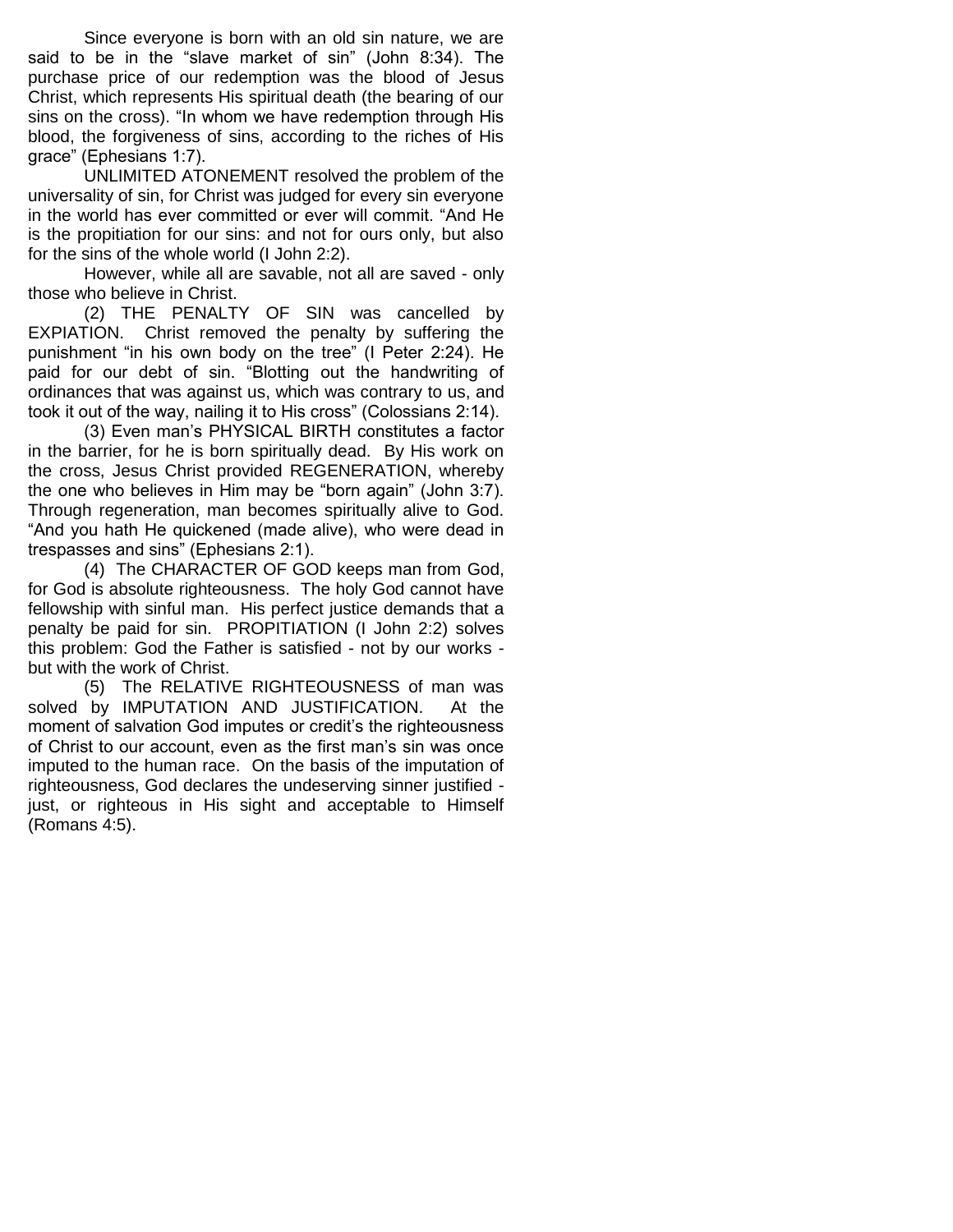Since everyone is born with an old sin nature, we are said to be in the "slave market of sin" (John 8:34). The purchase price of our redemption was the blood of Jesus Christ, which represents His spiritual death (the bearing of our sins on the cross). "In whom we have redemption through His blood, the forgiveness of sins, according to the riches of His grace" (Ephesians 1:7).

UNLIMITED ATONEMENT resolved the problem of the universality of sin, for Christ was judged for every sin everyone in the world has ever committed or ever will commit. "And He is the propitiation for our sins: and not for ours only, but also for the sins of the whole world (I John 2:2).

However, while all are savable, not all are saved - only those who believe in Christ.

(2) THE PENALTY OF SIN was cancelled by EXPIATION. Christ removed the penalty by suffering the punishment "in his own body on the tree" (I Peter 2:24). He paid for our debt of sin. "Blotting out the handwriting of ordinances that was against us, which was contrary to us, and took it out of the way, nailing it to His cross" (Colossians 2:14).

(3) Even man's PHYSICAL BIRTH constitutes a factor in the barrier, for he is born spiritually dead. By His work on the cross, Jesus Christ provided REGENERATION, whereby the one who believes in Him may be "born again" (John 3:7). Through regeneration, man becomes spiritually alive to God. "And you hath He quickened (made alive), who were dead in trespasses and sins" (Ephesians 2:1).

(4) The CHARACTER OF GOD keeps man from God, for God is absolute righteousness. The holy God cannot have fellowship with sinful man. His perfect justice demands that a penalty be paid for sin. PROPITIATION (I John 2:2) solves this problem: God the Father is satisfied - not by our works - but with the work of Christ.

(5) The RELATIVE RIGHTEOUSNESS of man was solved by IMPUTATION AND JUSTIFICATION. At the moment of salvation God imputes or credit's the righteousness of Christ to our account, even as the first man's sin was once imputed to the human race. On the basis of the imputation of righteousness, God declares the undeserving sinner justified - just, or righteous in His sight and acceptable to Himself (Romans 4:5).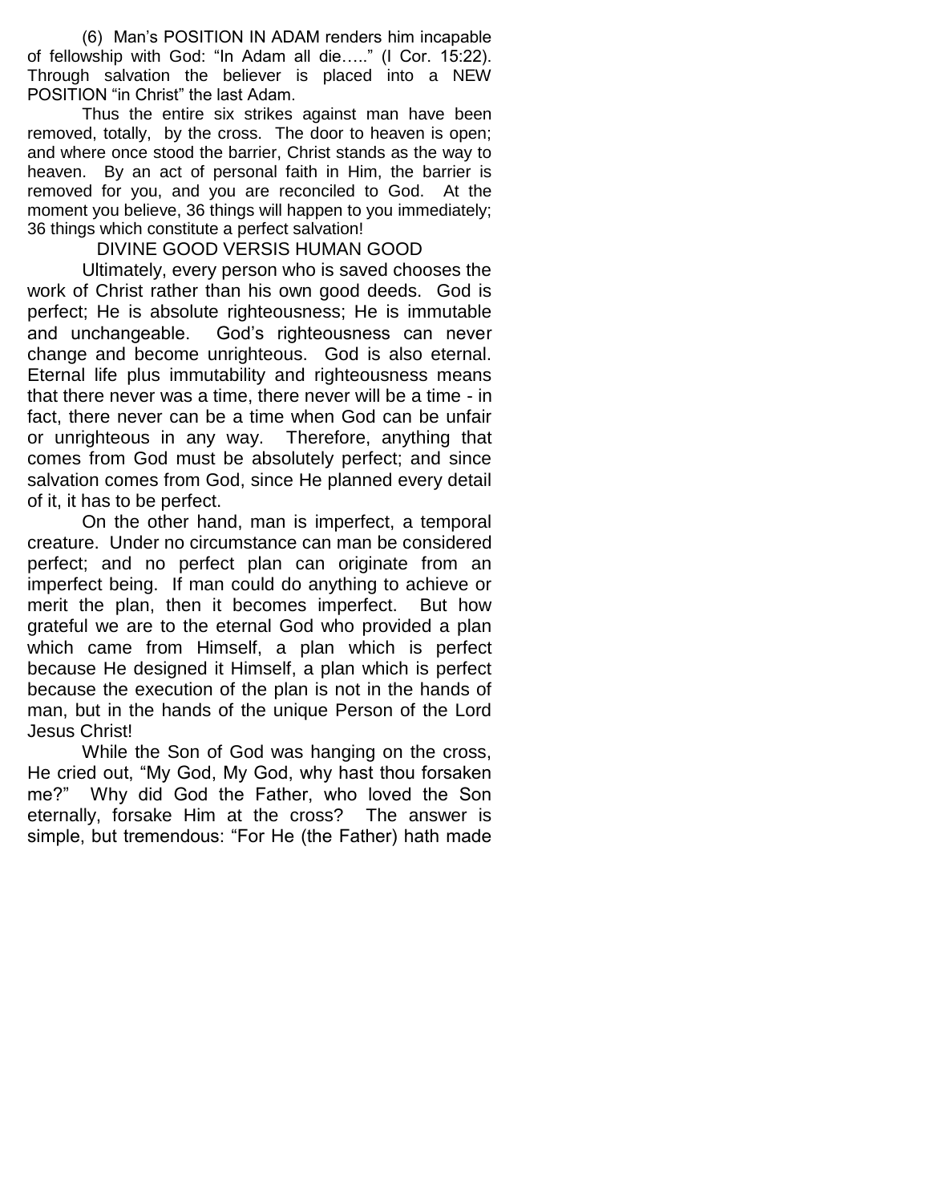(6) Man's POSITION IN ADAM renders him incapable of fellowship with God: "In Adam all die….." (I Cor. 15:22). Through salvation the believer is placed into a NEW POSITION "in Christ" the last Adam.

Thus the entire six strikes against man have been removed, totally, by the cross. The door to heaven is open; and where once stood the barrier, Christ stands as the way to heaven. By an act of personal faith in Him, the barrier is removed for you, and you are reconciled to God. At the moment you believe, 36 things will happen to you immediately; 36 things which constitute a perfect salvation!

## DIVINE GOOD VERSIS HUMAN GOOD

Ultimately, every person who is saved chooses the work of Christ rather than his own good deeds. God is perfect; He is absolute righteousness; He is immutable and unchangeable. God's righteousness can never change and become unrighteous. God is also eternal. Eternal life plus immutability and righteousness means that there never was a time, there never will be a time - in fact, there never can be a time when God can be unfair or unrighteous in any way. Therefore, anything that comes from God must be absolutely perfect; and since salvation comes from God, since He planned every detail of it, it has to be perfect.

On the other hand, man is imperfect, a temporal creature. Under no circumstance can man be considered perfect; and no perfect plan can originate from an imperfect being. If man could do anything to achieve or merit the plan, then it becomes imperfect. But how grateful we are to the eternal God who provided a plan which came from Himself, a plan which is perfect because He designed it Himself, a plan which is perfect because the execution of the plan is not in the hands of man, but in the hands of the unique Person of the Lord Jesus Christ!

While the Son of God was hanging on the cross, He cried out, "My God, My God, why hast thou forsaken me?" Why did God the Father, who loved the Son eternally, forsake Him at the cross? The answer is simple, but tremendous: "For He (the Father) hath made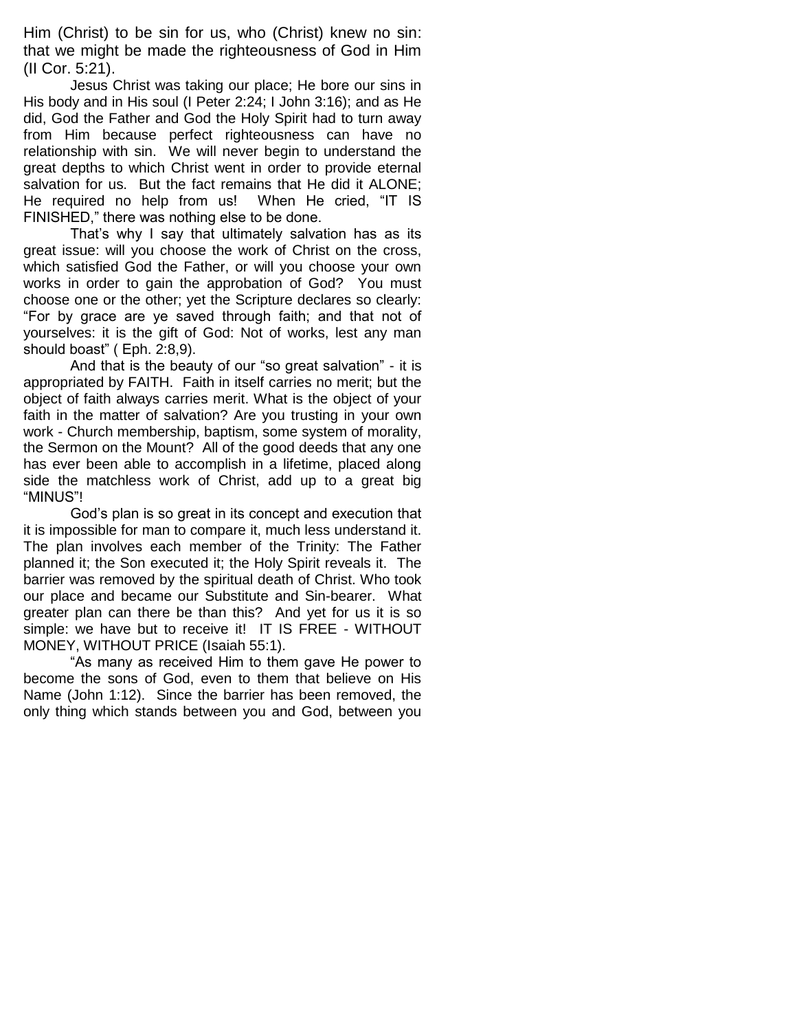Him (Christ) to be sin for us, who (Christ) knew no sin: that we might be made the righteousness of God in Him (II Cor. 5:21).

Jesus Christ was taking our place; He bore our sins in His body and in His soul (I Peter 2:24; I John 3:16); and as He did, God the Father and God the Holy Spirit had to turn away from Him because perfect righteousness can have no relationship with sin. We will never begin to understand the great depths to which Christ went in order to provide eternal salvation for us. But the fact remains that He did it ALONE; He required no help from us! When He cried, "IT IS FINISHED," there was nothing else to be done.

That's why I say that ultimately salvation has as its great issue: will you choose the work of Christ on the cross, which satisfied God the Father, or will you choose your own works in order to gain the approbation of God? You must choose one or the other; yet the Scripture declares so clearly: "For by grace are ye saved through faith; and that not of yourselves: it is the gift of God: Not of works, lest any man should boast" ( Eph. 2:8,9).

And that is the beauty of our "so great salvation" - it is appropriated by FAITH. Faith in itself carries no merit; but the object of faith always carries merit. What is the object of your faith in the matter of salvation? Are you trusting in your own work - Church membership, baptism, some system of morality, the Sermon on the Mount? All of the good deeds that any one has ever been able to accomplish in a lifetime, placed along side the matchless work of Christ, add up to a great big "MINUS"!

God's plan is so great in its concept and execution that it is impossible for man to compare it, much less understand it. The plan involves each member of the Trinity: The Father planned it; the Son executed it; the Holy Spirit reveals it. The barrier was removed by the spiritual death of Christ. Who took our place and became our Substitute and Sin-bearer. What greater plan can there be than this? And yet for us it is so simple: we have but to receive it! IT IS FREE - WITHOUT MONEY, WITHOUT PRICE (Isaiah 55:1).

"As many as received Him to them gave He power to become the sons of God, even to them that believe on His Name (John 1:12). Since the barrier has been removed, the only thing which stands between you and God, between you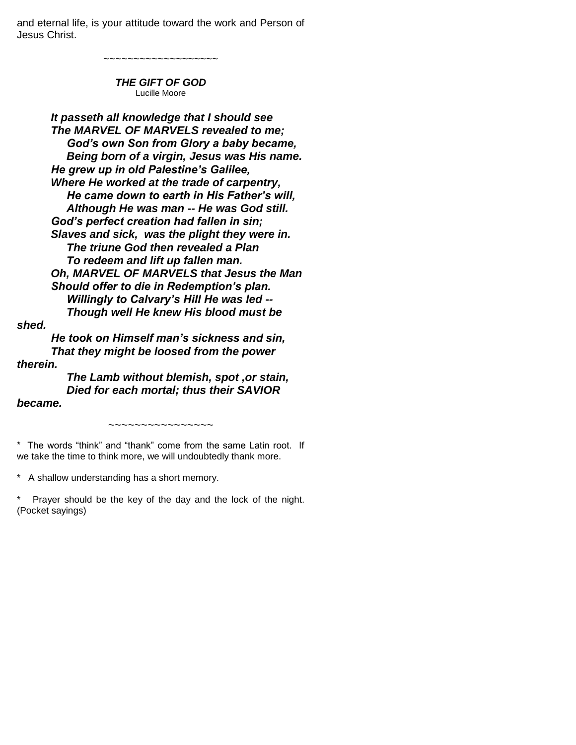and eternal life, is your attitude toward the work and Person of Jesus Christ.

~~~~~~~~~~~~~~~~~~~~

***THE GIFT OF GOD***
Lucille Moore

***It passeth all knowledge that I should see***
***The MARVEL OF MARVELS revealed to me;***
***God's own Son from Glory a baby became,***
***Being born of a virgin, Jesus was His name.***
***He grew up in old Palestine's Galilee,***
***Where He worked at the trade of carpentry,***
***He came down to earth in His Father's will,***
***Although He was man -- He was God still.***
***God's perfect creation had fallen in sin;***
***Slaves and sick, was the plight they were in.***
***The triune God then revealed a Plan***
***To redeem and lift up fallen man.***
***Oh, MARVEL OF MARVELS that Jesus the Man***
***Should offer to die in Redemption's plan.***
***Willingly to Calvary's Hill He was led --***
***Though well He knew His blood must be shed.***
***He took on Himself man's sickness and sin,***
***That they might be loosed from the power therein.***
***The Lamb without blemish, spot ,or stain,***
***Died for each mortal; thus their SAVIOR became.***

~~~~~~~~~~~~~~~~~

\* The words "think" and "thank" come from the same Latin root. If we take the time to think more, we will undoubtedly thank more.

\* A shallow understanding has a short memory.

\* Prayer should be the key of the day and the lock of the night. (Pocket sayings)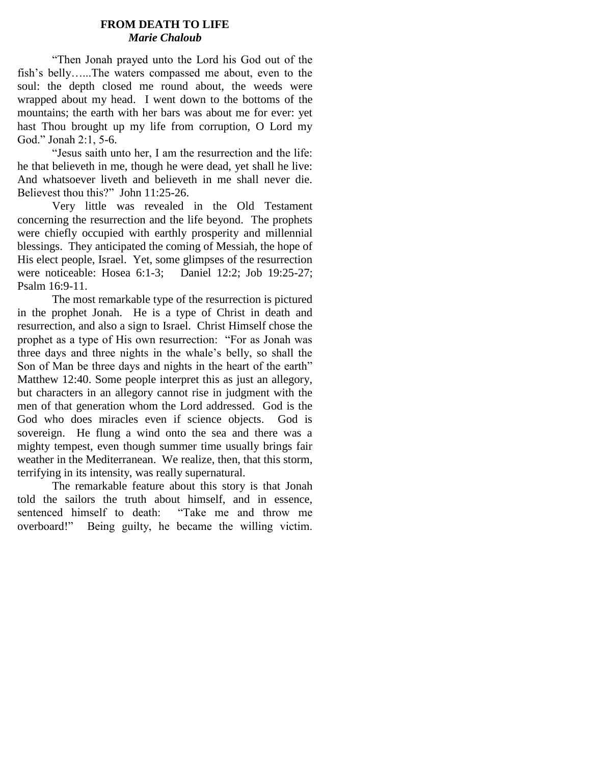**FROM DEATH TO LIFE**
***Marie Chaloub***

"Then Jonah prayed unto the Lord his God out of the fish's belly…...The waters compassed me about, even to the soul: the depth closed me round about, the weeds were wrapped about my head. I went down to the bottoms of the mountains; the earth with her bars was about me for ever: yet hast Thou brought up my life from corruption, O Lord my God." Jonah 2:1, 5-6.

"Jesus saith unto her, I am the resurrection and the life: he that believeth in me, though he were dead, yet shall he live: And whatsoever liveth and believeth in me shall never die. Believest thou this?" John 11:25-26.

Very little was revealed in the Old Testament concerning the resurrection and the life beyond. The prophets were chiefly occupied with earthly prosperity and millennial blessings. They anticipated the coming of Messiah, the hope of His elect people, Israel. Yet, some glimpses of the resurrection were noticeable: Hosea 6:1-3; Daniel 12:2; Job 19:25-27; Psalm 16:9-11.

The most remarkable type of the resurrection is pictured in the prophet Jonah. He is a type of Christ in death and resurrection, and also a sign to Israel. Christ Himself chose the prophet as a type of His own resurrection: "For as Jonah was three days and three nights in the whale's belly, so shall the Son of Man be three days and nights in the heart of the earth" Matthew 12:40. Some people interpret this as just an allegory, but characters in an allegory cannot rise in judgment with the men of that generation whom the Lord addressed. God is the God who does miracles even if science objects. God is sovereign. He flung a wind onto the sea and there was a mighty tempest, even though summer time usually brings fair weather in the Mediterranean. We realize, then, that this storm, terrifying in its intensity, was really supernatural.

The remarkable feature about this story is that Jonah told the sailors the truth about himself, and in essence, sentenced himself to death: "Take me and throw me overboard!" Being guilty, he became the willing victim.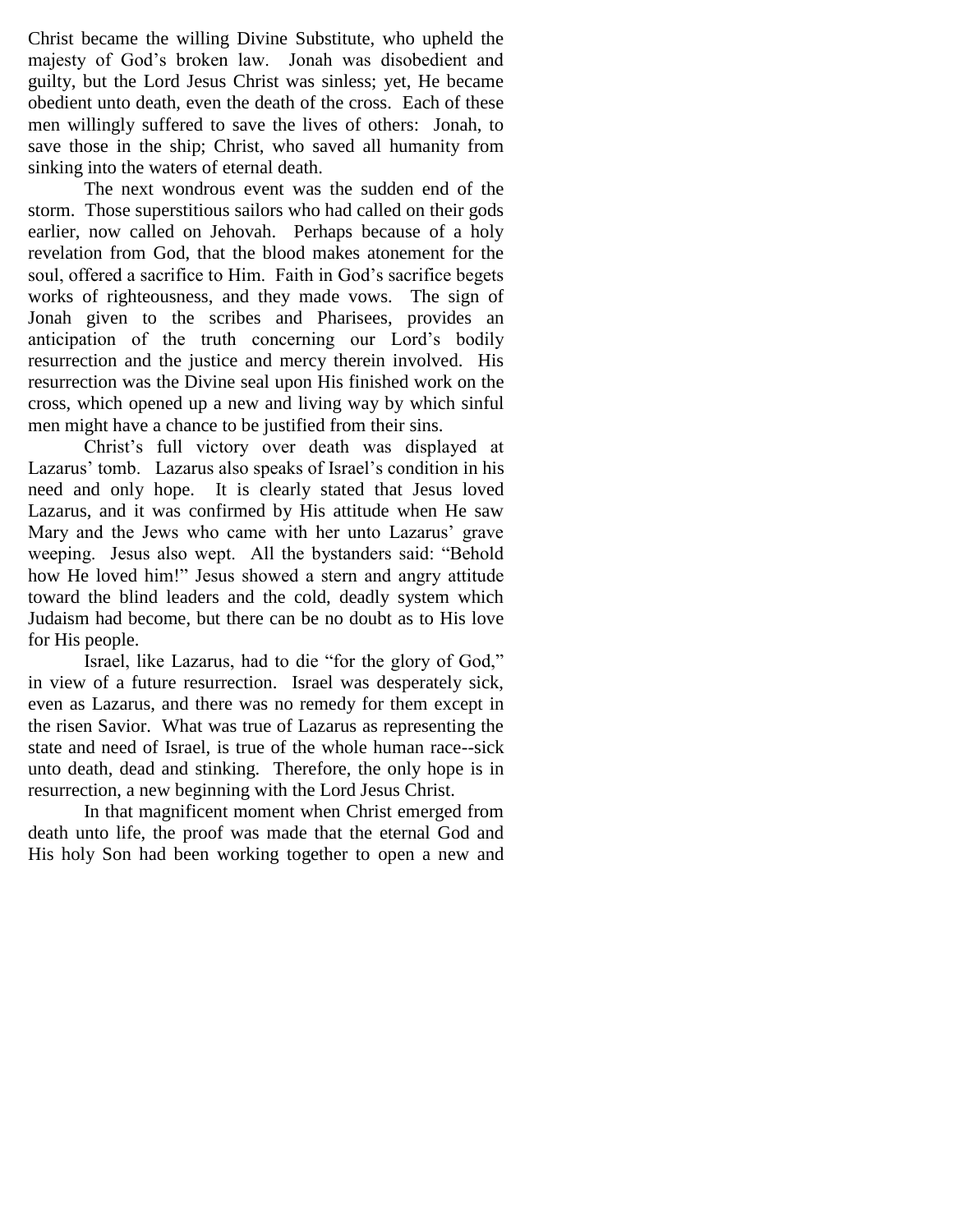Christ became the willing Divine Substitute, who upheld the majesty of God's broken law. Jonah was disobedient and guilty, but the Lord Jesus Christ was sinless; yet, He became obedient unto death, even the death of the cross. Each of these men willingly suffered to save the lives of others: Jonah, to save those in the ship; Christ, who saved all humanity from sinking into the waters of eternal death.

The next wondrous event was the sudden end of the storm. Those superstitious sailors who had called on their gods earlier, now called on Jehovah. Perhaps because of a holy revelation from God, that the blood makes atonement for the soul, offered a sacrifice to Him. Faith in God's sacrifice begets works of righteousness, and they made vows. The sign of Jonah given to the scribes and Pharisees, provides an anticipation of the truth concerning our Lord's bodily resurrection and the justice and mercy therein involved. His resurrection was the Divine seal upon His finished work on the cross, which opened up a new and living way by which sinful men might have a chance to be justified from their sins.

Christ's full victory over death was displayed at Lazarus' tomb. Lazarus also speaks of Israel's condition in his need and only hope. It is clearly stated that Jesus loved Lazarus, and it was confirmed by His attitude when He saw Mary and the Jews who came with her unto Lazarus' grave weeping. Jesus also wept. All the bystanders said: "Behold how He loved him!" Jesus showed a stern and angry attitude toward the blind leaders and the cold, deadly system which Judaism had become, but there can be no doubt as to His love for His people.

Israel, like Lazarus, had to die "for the glory of God," in view of a future resurrection. Israel was desperately sick, even as Lazarus, and there was no remedy for them except in the risen Savior. What was true of Lazarus as representing the state and need of Israel, is true of the whole human race--sick unto death, dead and stinking. Therefore, the only hope is in resurrection, a new beginning with the Lord Jesus Christ.

In that magnificent moment when Christ emerged from death unto life, the proof was made that the eternal God and His holy Son had been working together to open a new and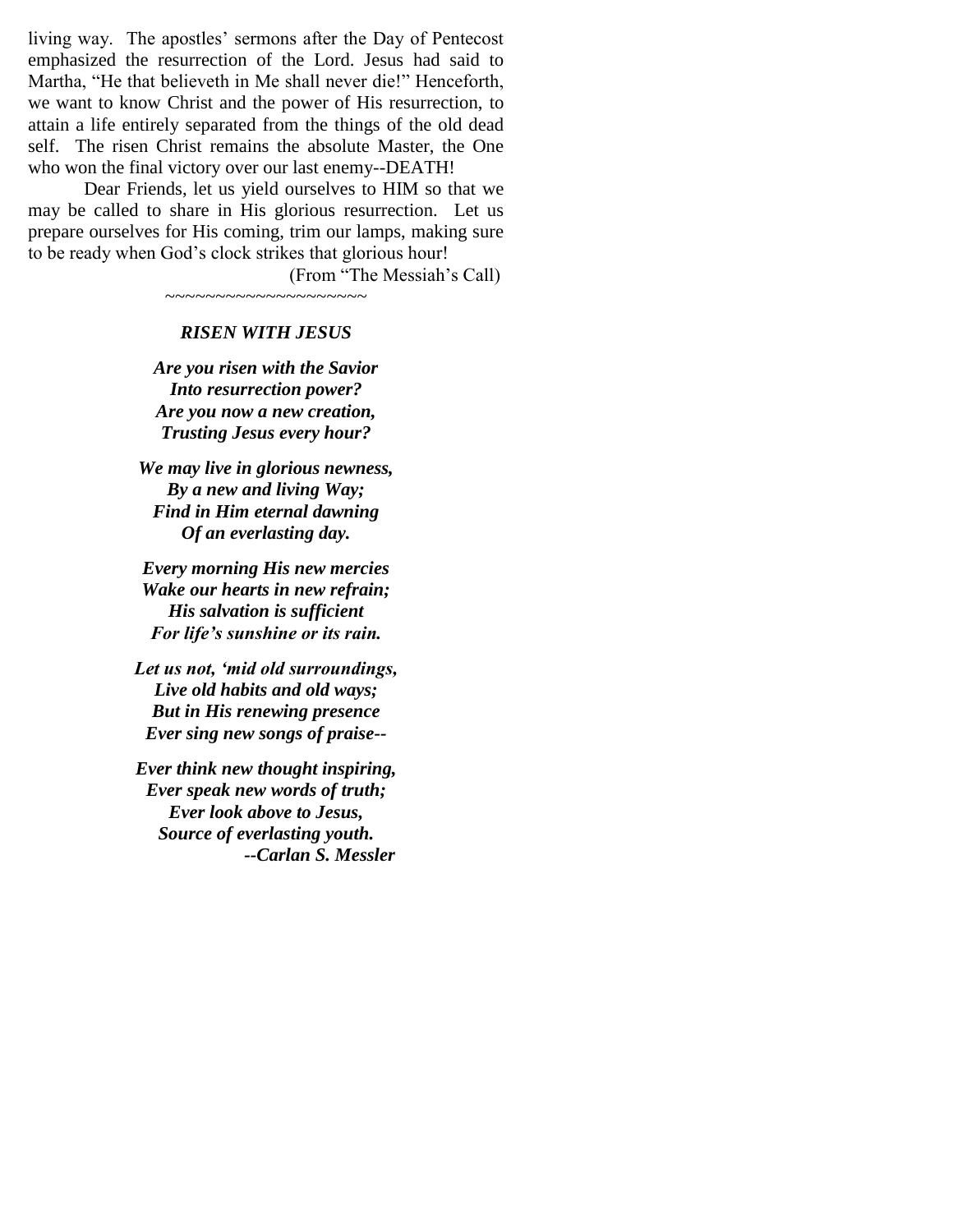living way. The apostles' sermons after the Day of Pentecost emphasized the resurrection of the Lord. Jesus had said to Martha, "He that believeth in Me shall never die!" Henceforth, we want to know Christ and the power of His resurrection, to attain a life entirely separated from the things of the old dead self. The risen Christ remains the absolute Master, the One who won the final victory over our last enemy--DEATH!

Dear Friends, let us yield ourselves to HIM so that we may be called to share in His glorious resurrection. Let us prepare ourselves for His coming, trim our lamps, making sure to be ready when God's clock strikes that glorious hour!

(From "The Messiah's Call)

~~~~~~~~~~~~~~~~~~~~

***RISEN WITH JESUS***

***Are you risen with the Savior***
***Into resurrection power?***
***Are you now a new creation,***
***Trusting Jesus every hour?***

***We may live in glorious newness,***
***By a new and living Way;***
***Find in Him eternal dawning***
***Of an everlasting day.***

***Every morning His new mercies***
***Wake our hearts in new refrain;***
***His salvation is sufficient***
***For life's sunshine or its rain.***

***Let us not, 'mid old surroundings,***
***Live old habits and old ways;***
***But in His renewing presence***
***Ever sing new songs of praise--***

***Ever think new thought inspiring,***
***Ever speak new words of truth;***
***Ever look above to Jesus,***
***Source of everlasting youth.***

***--Carlan S. Messler***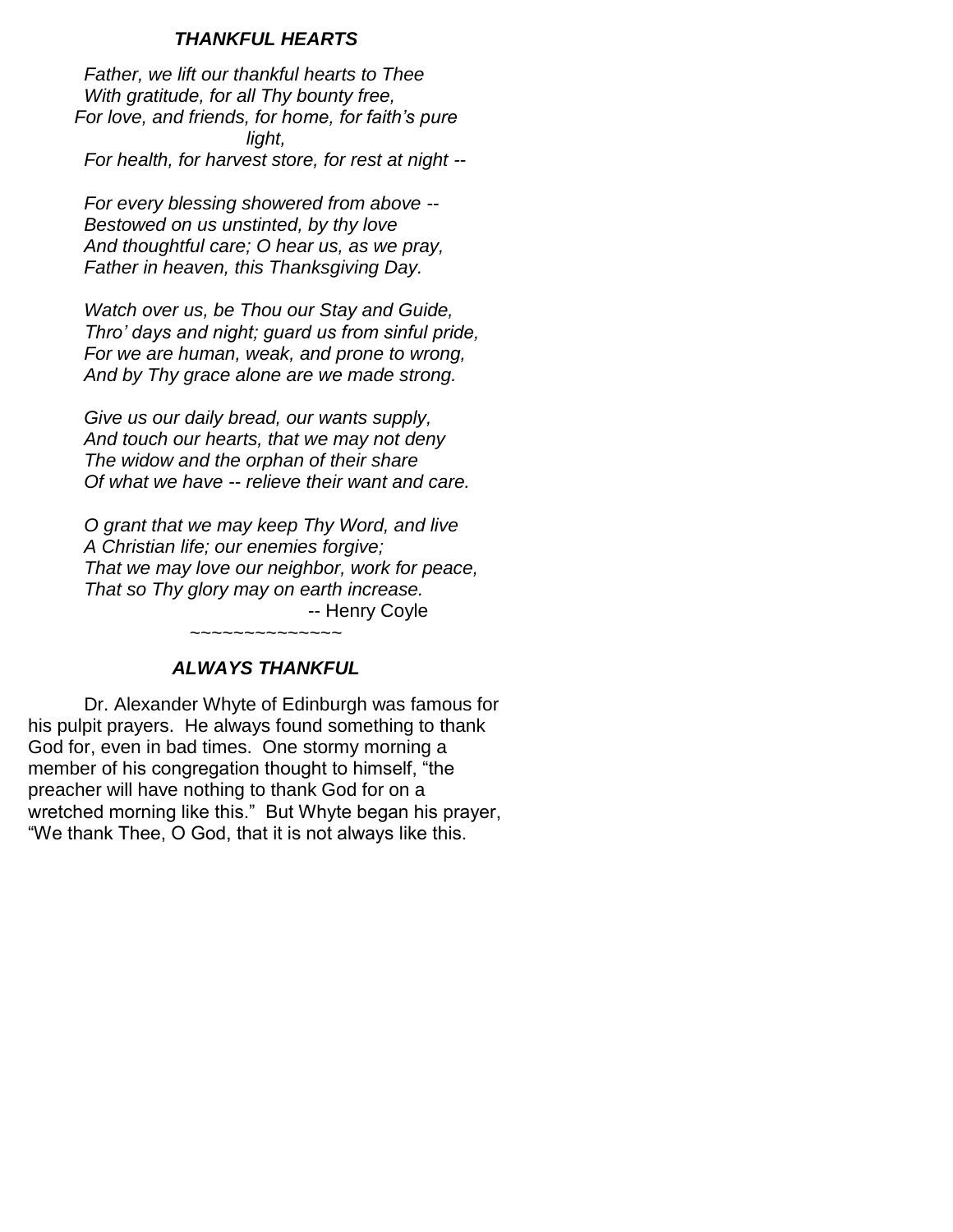### *THANKFUL HEARTS*

*Father, we lift our thankful hearts to Thee*
*With gratitude, for all Thy bounty free,*
*For love, and friends, for home, for faith's pure light,*
*For health, for harvest store, for rest at night --*

*For every blessing showered from above --*
*Bestowed on us unstinted, by thy love*
*And thoughtful care; O hear us, as we pray,*
*Father in heaven, this Thanksgiving Day.*

*Watch over us, be Thou our Stay and Guide,*
*Thro' days and night; guard us from sinful pride,*
*For we are human, weak, and prone to wrong,*
*And by Thy grace alone are we made strong.*

*Give us our daily bread, our wants supply,*
*And touch our hearts, that we may not deny*
*The widow and the orphan of their share*
*Of what we have -- relieve their want and care.*

*O grant that we may keep Thy Word, and live*
*A Christian life; our enemies forgive;*
*That we may love our neighbor, work for peace,*
*That so Thy glory may on earth increase.*

-- Henry Coyle

~~~~~~~~~~~~~~~

### *ALWAYS THANKFUL*

Dr. Alexander Whyte of Edinburgh was famous for his pulpit prayers. He always found something to thank God for, even in bad times. One stormy morning a member of his congregation thought to himself, "the preacher will have nothing to thank God for on a wretched morning like this." But Whyte began his prayer, "We thank Thee, O God, that it is not always like this.